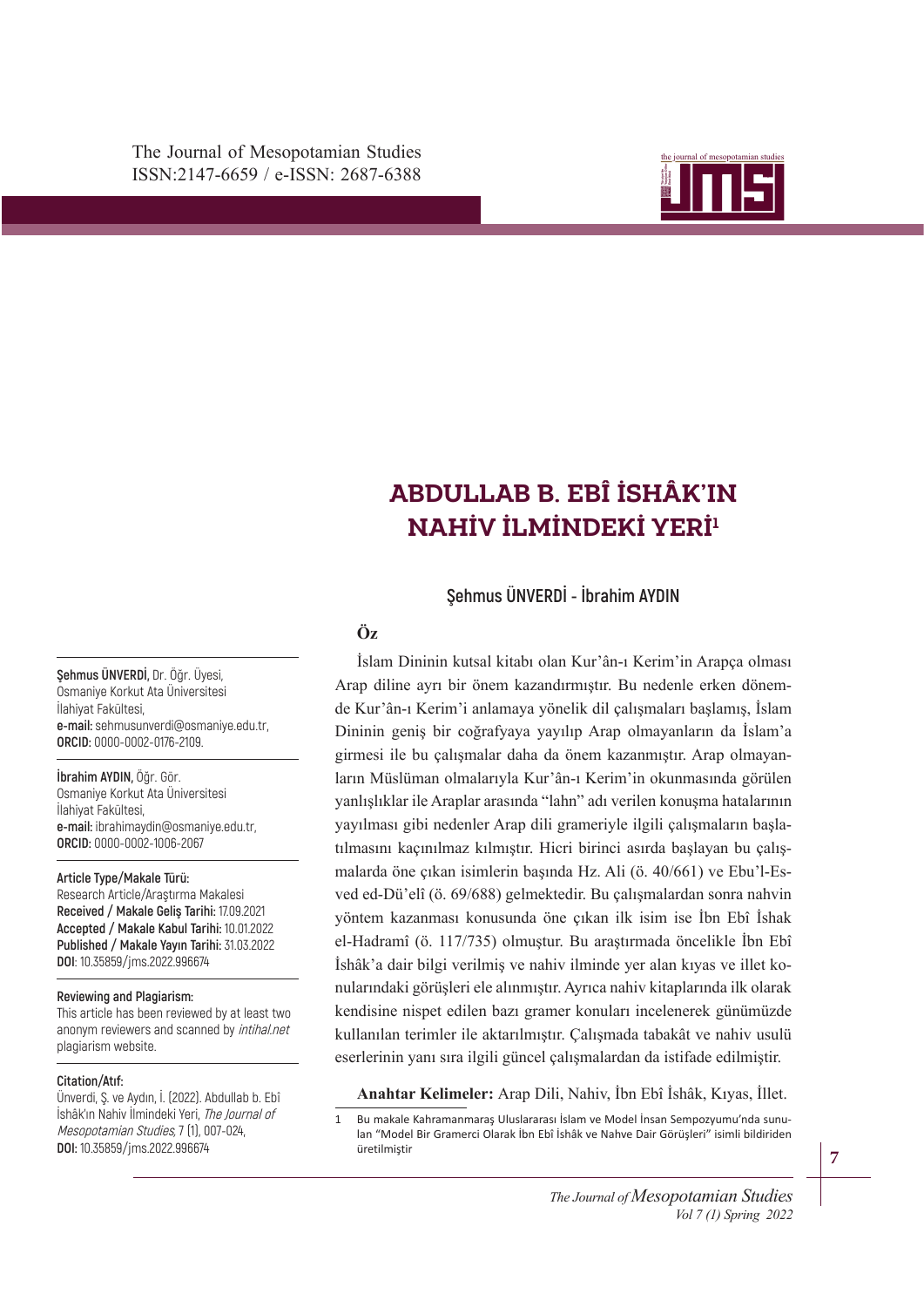# ABDULLAB B. EBÎ İSHÂK'IN NAHİV İLMİNDEKİ YERİ[1]

**Şehmus ÜNVERDİ - İbrahim AYDIN**

**Şehmus ÜNVERDİ,** Dr. Öğr. Üyesi, Osmaniye Korkut Ata Üniversitesi İlahiyat Fakültesi, **e-mail:** sehmusunverdi@osmaniye.edu.tr, **ORCID:** 0000-0002-0176-2109.

**İbrahim AYDIN,** Öğr. Gör. Osmaniye Korkut Ata Üniversitesi İlahiyat Fakültesi, **e-mail:** ibrahimaydin@osmaniye.edu.tr, **ORCID:** 0000-0002-1006-2067

**Article Type/Makale Türü:** Research Article/Araştırma Makalesi
**Received / Makale Geliş Tarihi:** 17.09.2021
**Accepted / Makale Kabul Tarihi:** 10.01.2022
**Published / Makale Yayın Tarihi:** 31.03.2022
**DOI**: 10.35859/jms.2022.996674

**Reviewing and Plagiarism:**
This article has been reviewed by at least two anonym reviewers and scanned by *intihal.net* plagiarism website.

**Citation/Atıf:**
Ünverdi, Ş. ve Aydın, İ. (2022). Abdullab b. Ebî İshâk'ın Nahiv İlmindeki Yeri, *The Journal of Mesopotamian Studies*, 7 (1), 007-024, **DOI:** 10.35859/jms.2022.996674

## Öz

İslam Dininin kutsal kitabı olan Kur'ân-ı Kerim'in Arapça olması Arap diline ayrı bir önem kazandırmıştır. Bu nedenle erken dönemde Kur'ân-ı Kerim'i anlamaya yönelik dil çalışmaları başlamış, İslam Dininin geniş bir coğrafyaya yayılıp Arap olmayanların da İslam'a girmesi ile bu çalışmalar daha da önem kazanmıştır. Arap olmayanların Müslüman olmalarıyla Kur'ân-ı Kerim'in okunmasında görülen yanlışlıklar ile Araplar arasında "lahn" adı verilen konuşma hatalarının yayılması gibi nedenler Arap dili grameriyle ilgili çalışmaların başlatılmasını kaçınılmaz kılmıştır. Hicri birinci asırda başlayan bu çalışmalarda öne çıkan isimlerin başında Hz. Ali (ö. 40/661) ve Ebu'l-Esved ed-Dü'elî (ö. 69/688) gelmektedir. Bu çalışmalardan sonra nahvin yöntem kazanması konusunda öne çıkan ilk isim ise İbn Ebî İshak el-Hadramî (ö. 117/735) olmuştur. Bu araştırmada öncelikle İbn Ebî İshâk'a dair bilgi verilmiş ve nahiv ilminde yer alan kıyas ve illet konularındaki görüşleri ele alınmıştır. Ayrıca nahiv kitaplarında ilk olarak kendisine nispet edilen bazı gramer konuları incelenerek günümüzde kullanılan terimler ile aktarılmıştır. Çalışmada tabakât ve nahiv usulü eserlerinin yanı sıra ilgili güncel çalışmalardan da istifade edilmiştir.

**Anahtar Kelimeler:** Arap Dili, Nahiv, İbn Ebî İshâk, Kıyas, İllet.

1 Bu makale Kahramanmaraş Uluslararası İslam ve Model İnsan Sempozyumu'nda sunulan "Model Bir Gramerci Olarak İbn Ebî İshâk ve Nahve Dair Görüşleri" isimli bildiriden üretilmiştir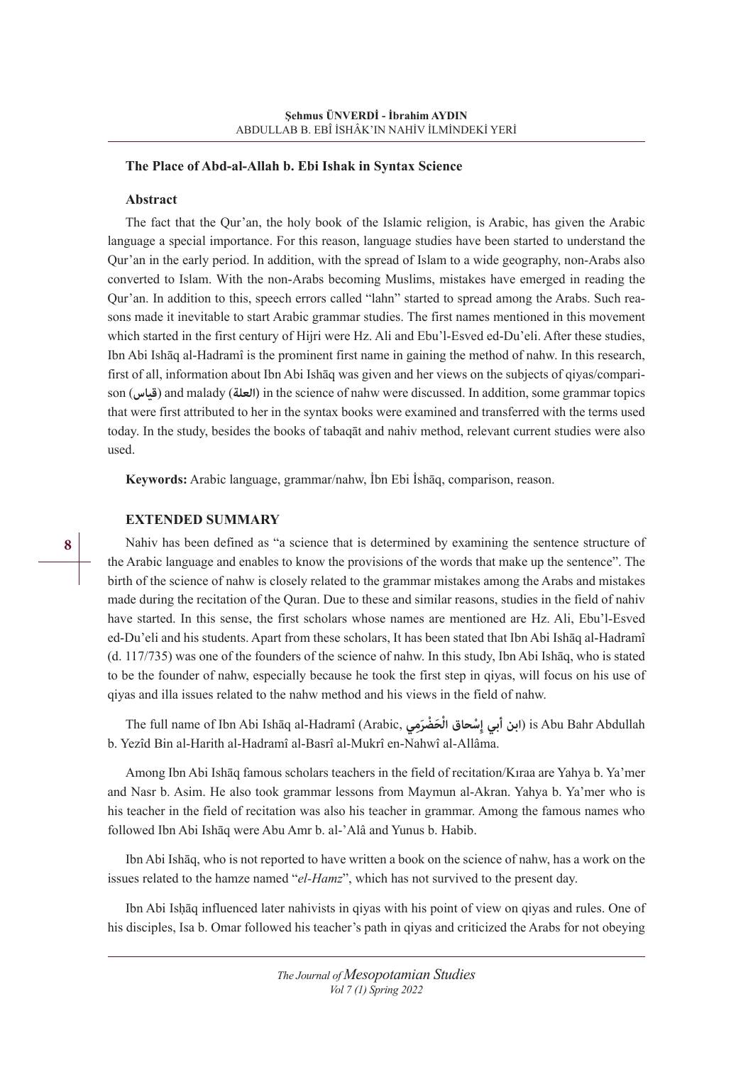## The Place of Abd-al-Allah b. Ebi Ishak in Syntax Science

### Abstract

The fact that the Qur'an, the holy book of the Islamic religion, is Arabic, has given the Arabic language a special importance. For this reason, language studies have been started to understand the Qur'an in the early period. In addition, with the spread of Islam to a wide geography, non-Arabs also converted to Islam. With the non-Arabs becoming Muslims, mistakes have emerged in reading the Qur'an. In addition to this, speech errors called "lahn" started to spread among the Arabs. Such reasons made it inevitable to start Arabic grammar studies. The first names mentioned in this movement which started in the first century of Hijri were Hz. Ali and Ebu'l-Esved ed-Du'eli. After these studies, Ibn Abi Ishāq al-Hadramî is the prominent first name in gaining the method of nahw. In this research, first of all, information about Ibn Abi Ishāq was given and her views on the subjects of qiyas/comparison (**قياس**) and malady (**العلة**) in the science of nahw were discussed. In addition, some grammar topics that were first attributed to her in the syntax books were examined and transferred with the terms used today. In the study, besides the books of tabaqāt and nahiv method, relevant current studies were also used.

**Keywords:** Arabic language, grammar/nahw, İbn Ebi İshāq, comparison, reason.

### EXTENDED SUMMARY

Nahiv has been defined as "a science that is determined by examining the sentence structure of the Arabic language and enables to know the provisions of the words that make up the sentence". The birth of the science of nahw is closely related to the grammar mistakes among the Arabs and mistakes made during the recitation of the Quran. Due to these and similar reasons, studies in the field of nahiv have started. In this sense, the first scholars whose names are mentioned are Hz. Ali, Ebu'l-Esved ed-Du'eli and his students. Apart from these scholars, It has been stated that Ibn Abi Ishāq al-Hadramî (d. 117/735) was one of the founders of the science of nahw. In this study, Ibn Abi Ishāq, who is stated to be the founder of nahw, especially because he took the first step in qiyas, will focus on his use of qiyas and illa issues related to the nahw method and his views in the field of nahw.

The full name of Ibn Abi Ishāq al-Hadramî (Arabic, **ابن أبي إسْحاق الْحَضْرَمِي**) is Abu Bahr Abdullah b. Yezîd Bin al-Harith al-Hadramî al-Basrî al-Mukrî en-Nahwî al-Allâma.

Among Ibn Abi Ishāq famous scholars teachers in the field of recitation/Kıraa are Yahya b. Ya'mer and Nasr b. Asim. He also took grammar lessons from Maymun al-Akran. Yahya b. Ya'mer who is his teacher in the field of recitation was also his teacher in grammar. Among the famous names who followed Ibn Abi Ishāq were Abu Amr b. al-'Alâ and Yunus b. Habib.

Ibn Abi Ishāq, who is not reported to have written a book on the science of nahw, has a work on the issues related to the hamze named "*el-Hamz*", which has not survived to the present day.

Ibn Abi Isḥāq influenced later nahivists in qiyas with his point of view on qiyas and rules. One of his disciples, Isa b. Omar followed his teacher's path in qiyas and criticized the Arabs for not obeying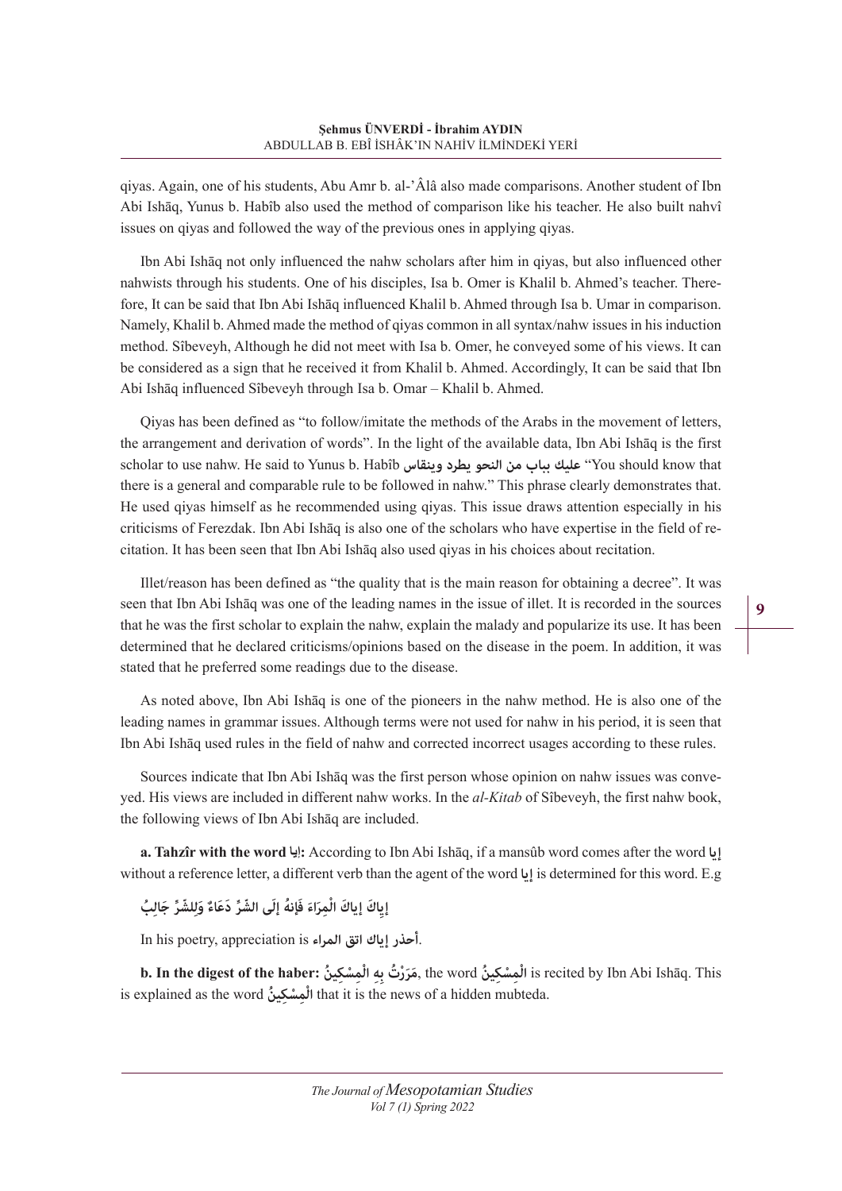qiyas. Again, one of his students, Abu Amr b. al-'Âlâ also made comparisons. Another student of Ibn Abi Ishāq, Yunus b. Habîb also used the method of comparison like his teacher. He also built nahvî issues on qiyas and followed the way of the previous ones in applying qiyas.

Ibn Abi Ishāq not only influenced the nahw scholars after him in qiyas, but also influenced other nahwists through his students. One of his disciples, Isa b. Omer is Khalil b. Ahmed's teacher. Therefore, It can be said that Ibn Abi Ishāq influenced Khalil b. Ahmed through Isa b. Umar in comparison. Namely, Khalil b. Ahmed made the method of qiyas common in all syntax/nahw issues in his induction method. Sîbeveyh, Although he did not meet with Isa b. Omer, he conveyed some of his views. It can be considered as a sign that he received it from Khalil b. Ahmed. Accordingly, It can be said that Ibn Abi Ishāq influenced Sîbeveyh through Isa b. Omar – Khalil b. Ahmed.

Qiyas has been defined as "to follow/imitate the methods of the Arabs in the movement of letters, the arrangement and derivation of words". In the light of the available data, Ibn Abi Ishāq is the first scholar to use nahw. He said to Yunus b. Habîb عليك بباب من النحو يطرد وينقاس "You should know that there is a general and comparable rule to be followed in nahw." This phrase clearly demonstrates that. He used qiyas himself as he recommended using qiyas. This issue draws attention especially in his criticisms of Ferezdak. Ibn Abi Ishāq is also one of the scholars who have expertise in the field of recitation. It has been seen that Ibn Abi Ishāq also used qiyas in his choices about recitation.

Illet/reason has been defined as "the quality that is the main reason for obtaining a decree". It was seen that Ibn Abi Ishāq was one of the leading names in the issue of illet. It is recorded in the sources that he was the first scholar to explain the nahw, explain the malady and popularize its use. It has been determined that he declared criticisms/opinions based on the disease in the poem. In addition, it was stated that he preferred some readings due to the disease.

As noted above, Ibn Abi Ishāq is one of the pioneers in the nahw method. He is also one of the leading names in grammar issues. Although terms were not used for nahw in his period, it is seen that Ibn Abi Ishāq used rules in the field of nahw and corrected incorrect usages according to these rules.

Sources indicate that Ibn Abi Ishāq was the first person whose opinion on nahw issues was conveyed. His views are included in different nahw works. In the *al-Kitab* of Sîbeveyh, the first nahw book, the following views of Ibn Abi Ishāq are included.

**a. Tahzîr with the word إيا:** According to Ibn Abi Ishāq, if a mansûb word comes after the word إيا without a reference letter, a different verb than the agent of the word إيا is determined for this word. E.g

إِيَاكَ إِيَاكَ الْمِرَاءَ فَإِنهُ إِلَى الشّرِّ دَعَاءٌ وَلِلشّرِّ جَالِبُ

In his poetry, appreciation is أحذر إياك اتق المراء.

**b. In the digest of the haber: مَرَرْتُ بِهِ الْمِسْكِينُ**, the word الْمِسْكِينُ is recited by Ibn Abi Ishāq. This is explained as the word الْمِسْكِينُ that it is the news of a hidden mubteda.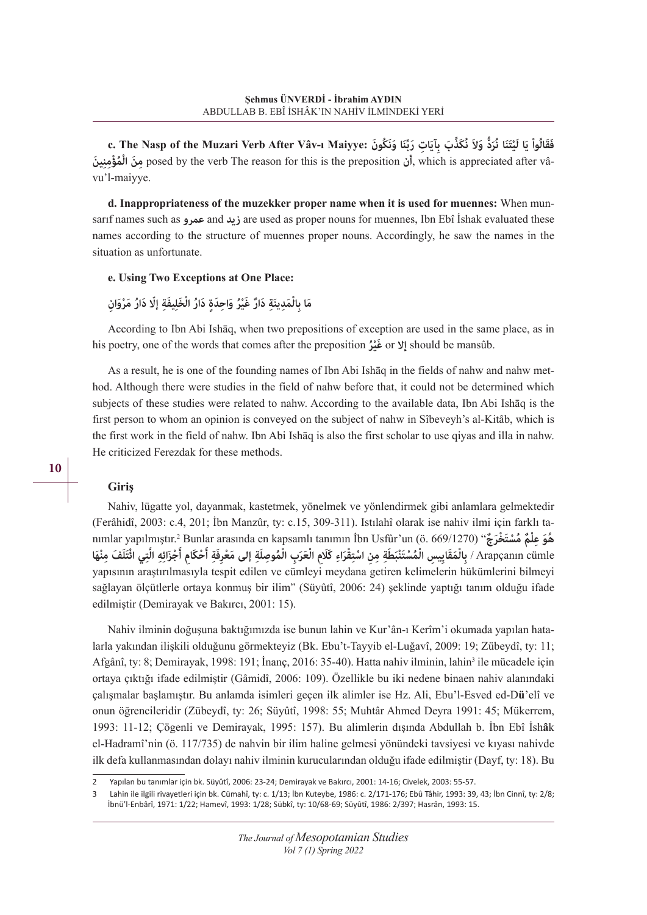**c. The Nasp of the Muzari Verb After Vâv-ı Maiyye:** فَقَالُواْ يَا لَيْتَنَا نُرَدُّ وَلاَ نُكَذِّبَ بِآيَاتِ رَبِّنَا وَنَكُونَ مِنَ الْمُؤْمِنِينَ posed by the verb The reason for this is the preposition أن, which is appreciated after vâvu'l-maiyye.

**d. Inappropriateness of the muzekker proper name when it is used for muennes:** When munsarıf names such as عمرو and زيد are used as proper nouns for muennes, Ibn Ebî İshak evaluated these names according to the structure of muennes proper nouns. Accordingly, he saw the names in the situation as unfortunate.

**e. Using Two Exceptions at One Place:**

مَا بِالْمَدِينَةِ دَارٌ غَيْرُ وَاحِدَةٍ دَارُ الْخَلِيفَةِ إلّا دَارُ مَرْوَانِ

According to Ibn Abi Ishāq, when two prepositions of exception are used in the same place, as in his poetry, one of the words that comes after the preposition غَيْرُ or إلا should be mansûb.

As a result, he is one of the founding names of Ibn Abi Ishāq in the fields of nahw and nahw method. Although there were studies in the field of nahw before that, it could not be determined which subjects of these studies were related to nahw. According to the available data, Ibn Abi Ishāq is the first person to whom an opinion is conveyed on the subject of nahw in Sîbeveyh's al-Kitâb, which is the first work in the field of nahw. Ibn Abi Ishāq is also the first scholar to use qiyas and illa in nahw. He criticized Ferezdak for these methods.

## Giriş

Nahiv, lügatte yol, dayanmak, kastetmek, yönelmek ve yönlendirmek gibi anlamlara gelmektedir (Ferâhidî, 2003: c.4, 201; İbn Manzûr, ty: c.15, 309-311). Istılâhî olarak ise nahiv ilmi için farklı tanımlar yapılmıştır.[2] Bunlar arasında en kapsamlı tanımın İbn Usfûr'un (ö. 669/1270) "هُوَ عِلْمٌ مُسْتَخْرَجٌ بِالْمَقَايِيسِ الْمُسْتَنْبَطَةِ مِنِ اسْتِقْرَاءِ كَلَامِ الْعَرَبِ الْمُوصِلَةِ إلى مَعْرِفَةِ أَحْكَامِ أَجْزَائِهِ الَّتِي ائْتَلَفَ مِنْهَا / Arapçanın cümle yapısının araştırılmasıyla tespit edilen ve cümleyi meydana getiren kelimelerin hükümlerini bilmeyi sağlayan ölçütlerle ortaya konmuş bir ilim" (Süyûtî, 2006: 24) şeklinde yaptığı tanım olduğu ifade edilmiştir (Demirayak ve Bakırcı, 2001: 15).

Nahiv ilminin doğuşuna baktığımızda ise bunun lahin ve Kur'ân-ı Kerîm'i okumada yapılan hatalarla yakından ilişkili olduğunu görmekteyiz (Bk. Ebu't-Tayyib el-Luğavî, 2009: 19; Zübeydî, ty: 11; Afgânî, ty: 8; Demirayak, 1998: 191; İnanç, 2016: 35-40). Hatta nahiv ilminin, lahin[3] ile mücadele için ortaya çıktığı ifade edilmiştir (Gâmidî, 2006: 109). Özellikle bu iki nedene binaen nahiv alanındaki çalışmalar başlamıştır. Bu anlamda isimleri geçen ilk alimler ise Hz. Ali, Ebu'l-Esved ed-D**ü**'elî ve onun öğrencileridir (Zübeydî, ty: 26; Süyûtî, 1998: 55; Muhtâr Ahmed Deyra 1991: 45; Mükerrem, 1993: 11-12; Çögenli ve Demirayak, 1995: 157). Bu alimlerin dışında Abdullah b. İbn Ebî İsh**â**k el-Hadramî'nin (ö. 117/735) de nahvin bir ilim haline gelmesi yönündeki tavsiyesi ve kıyası nahivde ilk defa kullanmasından dolayı nahiv ilminin kurucularından olduğu ifade edilmiştir (Dayf, ty: 18). Bu

---

2 Yapılan bu tanımlar için bk. Süyûtî, 2006: 23-24; Demirayak ve Bakırcı, 2001: 14-16; Civelek, 2003: 55-57.

3 Lahin ile ilgili rivayetleri için bk. Cümahî, ty: c. 1/13; İbn Kuteybe, 1986: c. 2/171-176; Ebû Tâhir, 1993: 39, 43; İbn Cinnî, ty: 2/8; İbnü'l-Enbârî, 1971: 1/22; Hamevî, 1993: 1/28; Sübkî, ty: 10/68-69; Süyûtî, 1986: 2/397; Hasrân, 1993: 15.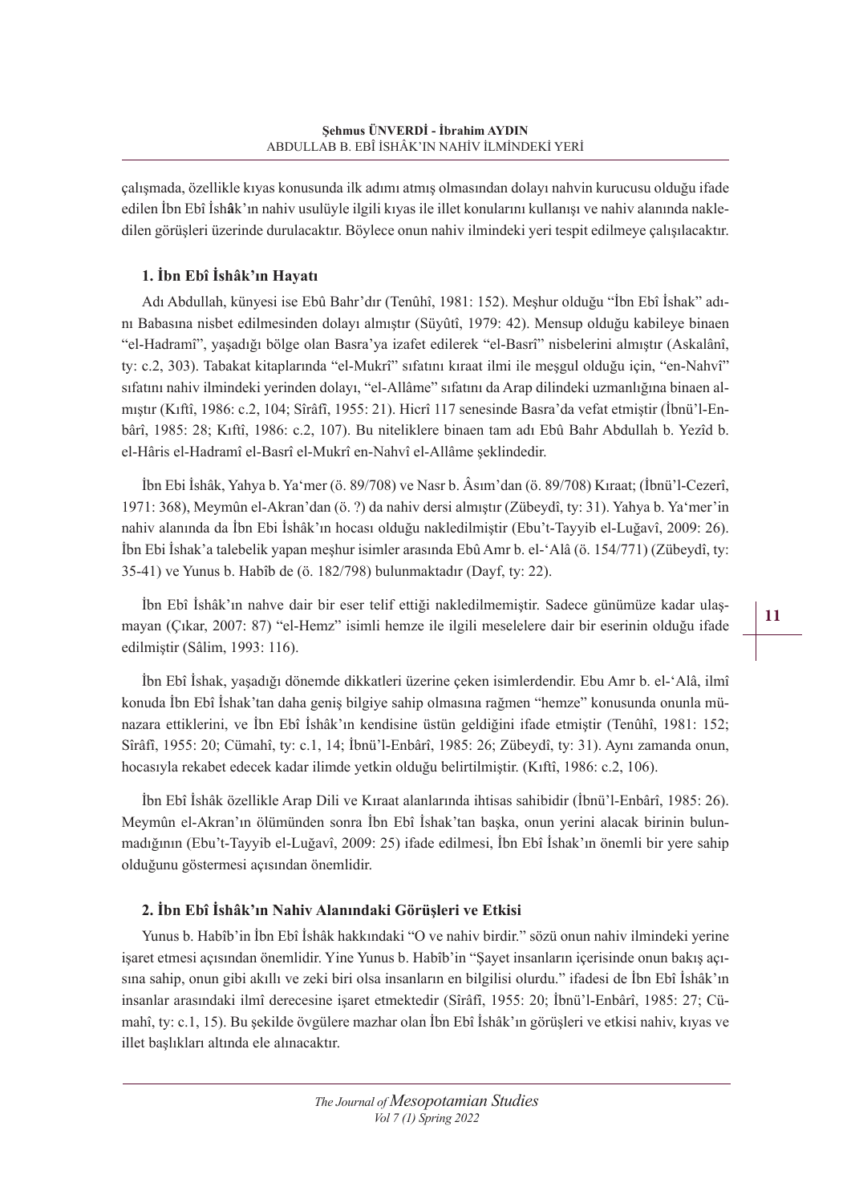çalışmada, özellikle kıyas konusunda ilk adımı atmış olmasından dolayı nahvin kurucusu olduğu ifade edilen İbn Ebî İsh**â**k'ın nahiv usulüyle ilgili kıyas ile illet konularını kullanışı ve nahiv alanında nakledilen görüşleri üzerinde durulacaktır. Böylece onun nahiv ilmindeki yeri tespit edilmeye çalışılacaktır.

## 1. İbn Ebî İshâk'ın Hayatı

Adı Abdullah, künyesi ise Ebû Bahr'dır (Tenûhî, 1981: 152). Meşhur olduğu "İbn Ebî İshak" adını Babasına nisbet edilmesinden dolayı almıştır (Süyûtî, 1979: 42). Mensup olduğu kabileye binaen "el-Hadramî", yaşadığı bölge olan Basra'ya izafet edilerek "el-Basrî" nisbelerini almıştır (Askalânî, ty: c.2, 303). Tabakat kitaplarında "el-Mukrî" sıfatını kıraat ilmi ile meşgul olduğu için, "en-Nahvî" sıfatını nahiv ilmindeki yerinden dolayı, "el-Allâme" sıfatını da Arap dilindeki uzmanlığına binaen almıştır (Kıftî, 1986: c.2, 104; Sîrâfî, 1955: 21). Hicrî 117 senesinde Basra'da vefat etmiştir (İbnü'l-Enbârî, 1985: 28; Kıftî, 1986: c.2, 107). Bu niteliklere binaen tam adı Ebû Bahr Abdullah b. Yezîd b. el-Hâris el-Hadramî el-Basrî el-Mukrî en-Nahvî el-Allâme şeklindedir.

İbn Ebi İshâk, Yahya b. Ya'mer (ö. 89/708) ve Nasr b. Âsım'dan (ö. 89/708) Kıraat; (İbnü'l-Cezerî, 1971: 368), Meymûn el-Akran'dan (ö. ?) da nahiv dersi almıştır (Zübeydî, ty: 31). Yahya b. Ya'mer'in nahiv alanında da İbn Ebi İshâk'ın hocası olduğu nakledilmiştir (Ebu't-Tayyib el-Luğavî, 2009: 26). İbn Ebi İshak'a talebelik yapan meşhur isimler arasında Ebû Amr b. el-'Alâ (ö. 154/771) (Zübeydî, ty: 35-41) ve Yunus b. Habîb de (ö. 182/798) bulunmaktadır (Dayf, ty: 22).

İbn Ebî İshâk'ın nahve dair bir eser telif ettiği nakledilmemiştir. Sadece günümüze kadar ulaşmayan (Çıkar, 2007: 87) "el-Hemz" isimli hemze ile ilgili meselelere dair bir eserinin olduğu ifade edilmiştir (Sâlim, 1993: 116).

İbn Ebî İshak, yaşadığı dönemde dikkatleri üzerine çeken isimlerdendir. Ebu Amr b. el-'Alâ, ilmî konuda İbn Ebî İshak'tan daha geniş bilgiye sahip olmasına rağmen "hemze" konusunda onunla münazara ettiklerini, ve İbn Ebî İshâk'ın kendisine üstün geldiğini ifade etmiştir (Tenûhî, 1981: 152; Sîrâfî, 1955: 20; Cümahî, ty: c.1, 14; İbnü'l-Enbârî, 1985: 26; Zübeydî, ty: 31). Aynı zamanda onun, hocasıyla rekabet edecek kadar ilimde yetkin olduğu belirtilmiştir. (Kıftî, 1986: c.2, 106).

İbn Ebî İshâk özellikle Arap Dili ve Kıraat alanlarında ihtisas sahibidir (İbnü'l-Enbârî, 1985: 26). Meymûn el-Akran'ın ölümünden sonra İbn Ebî İshak'tan başka, onun yerini alacak birinin bulunmadığının (Ebu't-Tayyib el-Luğavî, 2009: 25) ifade edilmesi, İbn Ebî İshak'ın önemli bir yere sahip olduğunu göstermesi açısından önemlidir.

## 2. İbn Ebî İshâk'ın Nahiv Alanındaki Görüşleri ve Etkisi

Yunus b. Habîb'in İbn Ebî İshâk hakkındaki "O ve nahiv birdir." sözü onun nahiv ilmindeki yerine işaret etmesi açısından önemlidir. Yine Yunus b. Habîb'in "Şayet insanların içerisinde onun bakış açısına sahip, onun gibi akıllı ve zeki biri olsa insanların en bilgilisi olurdu." ifadesi de İbn Ebî İshâk'ın insanlar arasındaki ilmî derecesine işaret etmektedir (Sîrâfî, 1955: 20; İbnü'l-Enbârî, 1985: 27; Cümahî, ty: c.1, 15). Bu şekilde övgülere mazhar olan İbn Ebî İshâk'ın görüşleri ve etkisi nahiv, kıyas ve illet başlıkları altında ele alınacaktır.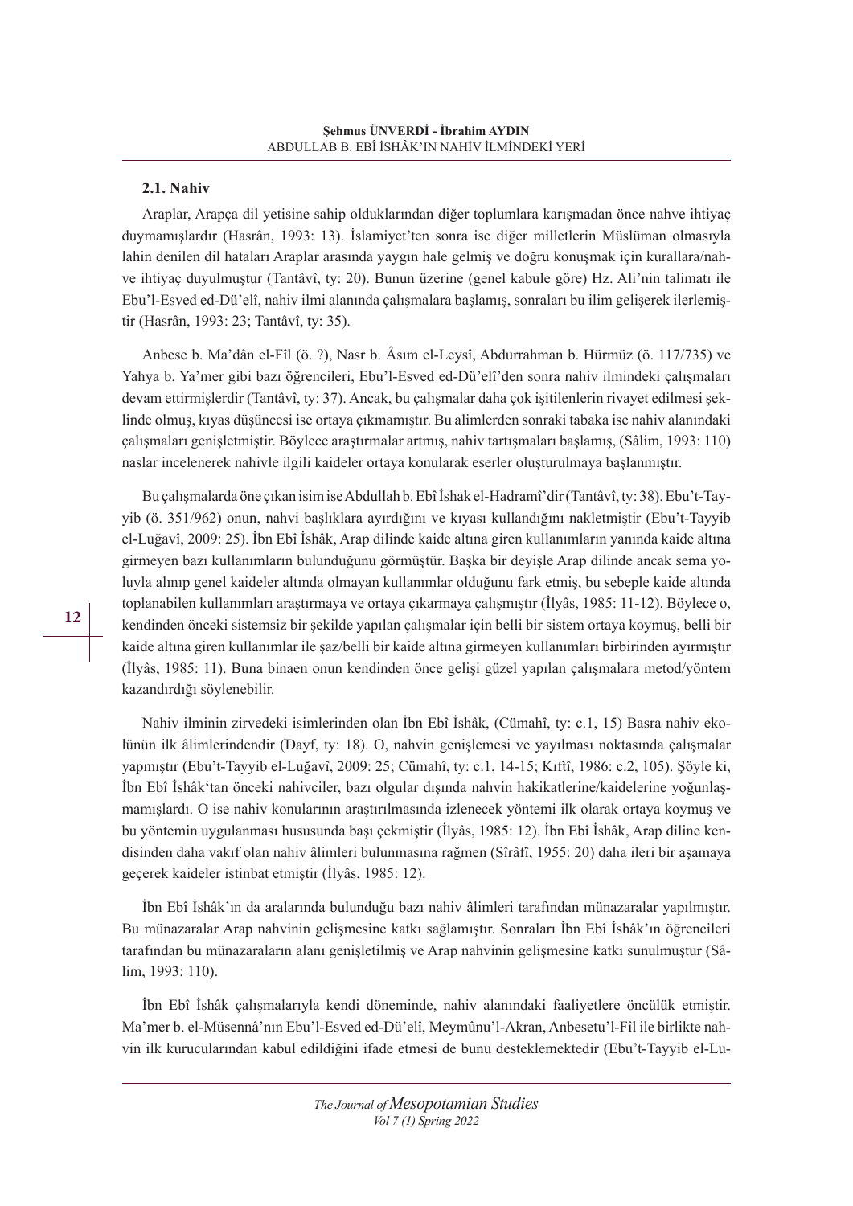### 2.1. Nahiv

Araplar, Arapça dil yetisine sahip olduklarından diğer toplumlara karışmadan önce nahve ihtiyaç duymamışlardır (Hasrân, 1993: 13). İslamiyet'ten sonra ise diğer milletlerin Müslüman olmasıyla lahin denilen dil hataları Araplar arasında yaygın hale gelmiş ve doğru konuşmak için kurallara/nahve ihtiyaç duyulmuştur (Tantâvî, ty: 20). Bunun üzerine (genel kabule göre) Hz. Ali'nin talimatı ile Ebu'l-Esved ed-Dü'elî, nahiv ilmi alanında çalışmalara başlamış, sonraları bu ilim gelişerek ilerlemiştir (Hasrân, 1993: 23; Tantâvî, ty: 35).

Anbese b. Ma'dân el-Fîl (ö. ?), Nasr b. Âsım el-Leysî, Abdurrahman b. Hürmüz (ö. 117/735) ve Yahya b. Ya'mer gibi bazı öğrencileri, Ebu'l-Esved ed-Dü'elî'den sonra nahiv ilmindeki çalışmaları devam ettirmişlerdir (Tantâvî, ty: 37). Ancak, bu çalışmalar daha çok işitilenlerin rivayet edilmesi şeklinde olmuş, kıyas düşüncesi ise ortaya çıkmamıştır. Bu alimlerden sonraki tabaka ise nahiv alanındaki çalışmaları genişletmiştir. Böylece araştırmalar artmış, nahiv tartışmaları başlamış, (Sâlim, 1993: 110) naslar incelenerek nahivle ilgili kaideler ortaya konularak eserler oluşturulmaya başlanmıştır.

Bu çalışmalarda öne çıkan isim ise Abdullah b. Ebî İshak el-Hadramî'dir (Tantâvî, ty: 38). Ebu't-Tayyib (ö. 351/962) onun, nahvi başlıklara ayırdığını ve kıyası kullandığını nakletmiştir (Ebu't-Tayyib el-Luğavî, 2009: 25). İbn Ebî İshâk, Arap dilinde kaide altına giren kullanımların yanında kaide altına girmeyen bazı kullanımların bulunduğunu görmüştür. Başka bir deyişle Arap dilinde ancak sema yoluyla alınıp genel kaideler altında olmayan kullanımlar olduğunu fark etmiş, bu sebeple kaide altında toplanabilen kullanımları araştırmaya ve ortaya çıkarmaya çalışmıştır (İlyâs, 1985: 11-12). Böylece o, kendinden önceki sistemsiz bir şekilde yapılan çalışmalar için belli bir sistem ortaya koymuş, belli bir kaide altına giren kullanımlar ile şaz/belli bir kaide altına girmeyen kullanımları birbirinden ayırmıştır (İlyâs, 1985: 11). Buna binaen onun kendinden önce gelişi güzel yapılan çalışmalara metod/yöntem kazandırdığı söylenebilir.

Nahiv ilminin zirvedeki isimlerinden olan İbn Ebî İshâk, (Cümahî, ty: c.1, 15) Basra nahiv ekolünün ilk âlimlerindendir (Dayf, ty: 18). O, nahvin genişlemesi ve yayılması noktasında çalışmalar yapmıştır (Ebu't-Tayyib el-Luğavî, 2009: 25; Cümahî, ty: c.1, 14-15; Kıftî, 1986: c.2, 105). Şöyle ki, İbn Ebî İshâk'tan önceki nahivciler, bazı olgular dışında nahvin hakikatlerine/kaidelerine yoğunlaşmamışlardı. O ise nahiv konularının araştırılmasında izlenecek yöntemi ilk olarak ortaya koymuş ve bu yöntemin uygulanması hususunda başı çekmiştir (İlyâs, 1985: 12). İbn Ebî İshâk, Arap diline kendisinden daha vakıf olan nahiv âlimleri bulunmasına rağmen (Sîrâfî, 1955: 20) daha ileri bir aşamaya geçerek kaideler istinbat etmiştir (İlyâs, 1985: 12).

İbn Ebî İshâk'ın da aralarında bulunduğu bazı nahiv âlimleri tarafından münazaralar yapılmıştır. Bu münazaralar Arap nahvinin gelişmesine katkı sağlamıştır. Sonraları İbn Ebî İshâk'ın öğrencileri tarafından bu münazaraların alanı genişletilmiş ve Arap nahvinin gelişmesine katkı sunulmuştur (Sâlim, 1993: 110).

İbn Ebî İshâk çalışmalarıyla kendi döneminde, nahiv alanındaki faaliyetlere öncülük etmiştir. Ma'mer b. el-Müsennâ'nın Ebu'l-Esved ed-Dü'elî, Meymûnu'l-Akran, Anbesetu'l-Fîl ile birlikte nahvin ilk kurucularından kabul edildiğini ifade etmesi de bunu desteklemektedir (Ebu't-Tayyib el-Lu-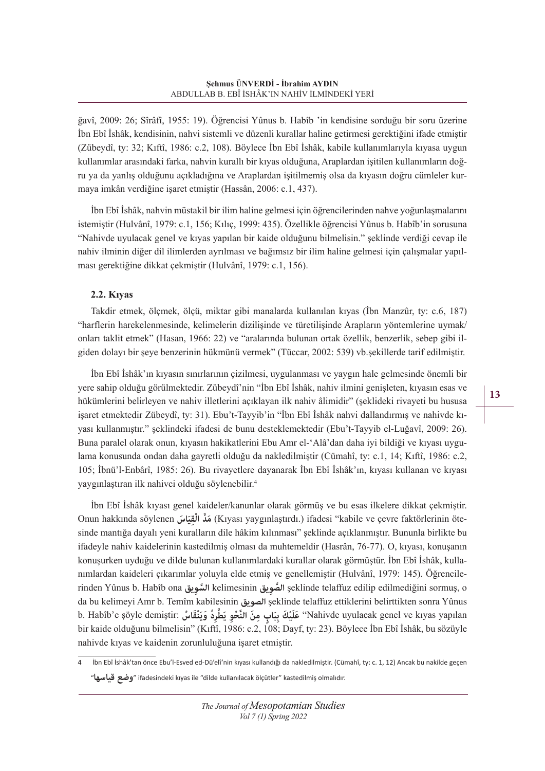ğavî, 2009: 26; Sîrâfî, 1955: 19). Öğrencisi Yûnus b. Habîb 'in kendisine sorduğu bir soru üzerine İbn Ebî İshâk, kendisinin, nahvi sistemli ve düzenli kurallar haline getirmesi gerektiğini ifade etmiştir (Zübeydî, ty: 32; Kıftî, 1986: c.2, 108). Böylece İbn Ebî İshâk, kabile kullanımlarıyla kıyasa uygun kullanımlar arasındaki farka, nahvin kurallı bir kıyas olduğuna, Araplardan işitilen kullanımların doğru ya da yanlış olduğunu açıkladığına ve Araplardan işitilmemiş olsa da kıyasın doğru cümleler kurmaya imkân verdiğine işaret etmiştir (Hassân, 2006: c.1, 437).

İbn Ebî İshâk, nahvin müstakil bir ilim haline gelmesi için öğrencilerinden nahve yoğunlaşmalarını istemiştir (Hulvânî, 1979: c.1, 156; Kılıç, 1999: 435). Özellikle öğrencisi Yûnus b. Habîb'in sorusuna "Nahivde uyulacak genel ve kıyas yapılan bir kaide olduğunu bilmelisin." şeklinde verdiği cevap ile nahiv ilminin diğer dil ilimlerden ayrılması ve bağımsız bir ilim haline gelmesi için çalışmalar yapılması gerektiğine dikkat çekmiştir (Hulvânî, 1979: c.1, 156).

### 2.2. Kıyas

Takdir etmek, ölçmek, ölçü, miktar gibi manalarda kullanılan kıyas (İbn Manzûr, ty: c.6, 187) "harflerin harekelenmesinde, kelimelerin dizilişinde ve türetilişinde Arapların yöntemlerine uymak/onları taklit etmek" (Hasan, 1966: 22) ve "aralarında bulunan ortak özellik, benzerlik, sebep gibi ilgiden dolayı bir şeye benzerinin hükmünü vermek" (Tüccar, 2002: 539) vb.şekillerde tarif edilmiştir.

İbn Ebî İshâk'ın kıyasın sınırlarının çizilmesi, uygulanması ve yaygın hale gelmesinde önemli bir yere sahip olduğu görülmektedir. Zübeydî'nin "İbn Ebî İshâk, nahiv ilmini genişleten, kıyasın esas ve hükümlerini belirleyen ve nahiv illetlerini açıklayan ilk nahiv âlimidir" (şeklideki rivayeti bu hususa işaret etmektedir Zübeydî, ty: 31). Ebu't-Tayyib'in "İbn Ebî İshâk nahvi dallandırmış ve nahivde kıyası kullanmıştır." şeklindeki ifadesi de bunu desteklemektedir (Ebu't-Tayyib el-Luğavî, 2009: 26). Buna paralel olarak onun, kıyasın hakikatlerini Ebu Amr el-'Alâ'dan daha iyi bildiği ve kıyası uygulama konusunda ondan daha gayretli olduğu da nakledilmiştir (Cümahî, ty: c.1, 14; Kıftî, 1986: c.2, 105; İbnü'l-Enbârî, 1985: 26). Bu rivayetlere dayanarak İbn Ebî İshâk'ın, kıyası kullanan ve kıyası yaygınlaştıran ilk nahivci olduğu söylenebilir.[4]

İbn Ebî İshâk kıyası genel kaideler/kanunlar olarak görmüş ve bu esas ilkelere dikkat çekmiştir. Onun hakkında söylenen مَدَّ الْقِيَاسَ (Kıyası yaygınlaştırdı.) ifadesi "kabile ve çevre faktörlerinin ötesinde mantığa dayalı yeni kuralların dile hâkim kılınması" şeklinde açıklanmıştır. Bununla birlikte bu ifadeyle nahiv kaidelerinin kastedilmiş olması da muhtemeldir (Hasrân, 76-77). O, kıyası, konuşanın konuşurken uyduğu ve dilde bulunan kullanımlardaki kurallar olarak görmüştür. İbn Ebî İshâk, kullanımlardan kaideleri çıkarımlar yoluyla elde etmiş ve genellemiştir (Hulvânî, 1979: 145). Öğrencilerinden Yûnus b. Habîb ona السَّوِيق kelimesinin الصَّوِيق şeklinde telaffuz edilip edilmediğini sormuş, o da bu kelimeyi Amr b. Temîm kabilesinin الصويق şeklinde telaffuz ettiklerini belirttikten sonra Yûnus b. Habîb'e şöyle demiştir: عَلَيْكَ بِبَابٍ مِنَ النَّحْوِ يَطَّرِدُ وَيَنْقَاسُ "Nahivde uyulacak genel ve kıyas yapılan bir kaide olduğunu bilmelisin" (Kıftî, 1986: c.2, 108; Dayf, ty: 23). Böylece İbn Ebî İshâk, bu sözüyle nahivde kıyas ve kaidenin zorunluluğuna işaret etmiştir.

---

[4] İbn Ebî İshâk'tan önce Ebu'l-Esved ed-Dü'elî'nin kıyası kullandığı da nakledilmiştir. (Cümahî, ty: c. 1, 12) Ancak bu nakilde geçen "وضع قياسها" ifadesindeki kıyas ile "dilde kullanılacak ölçütler" kastedilmiş olmalıdır.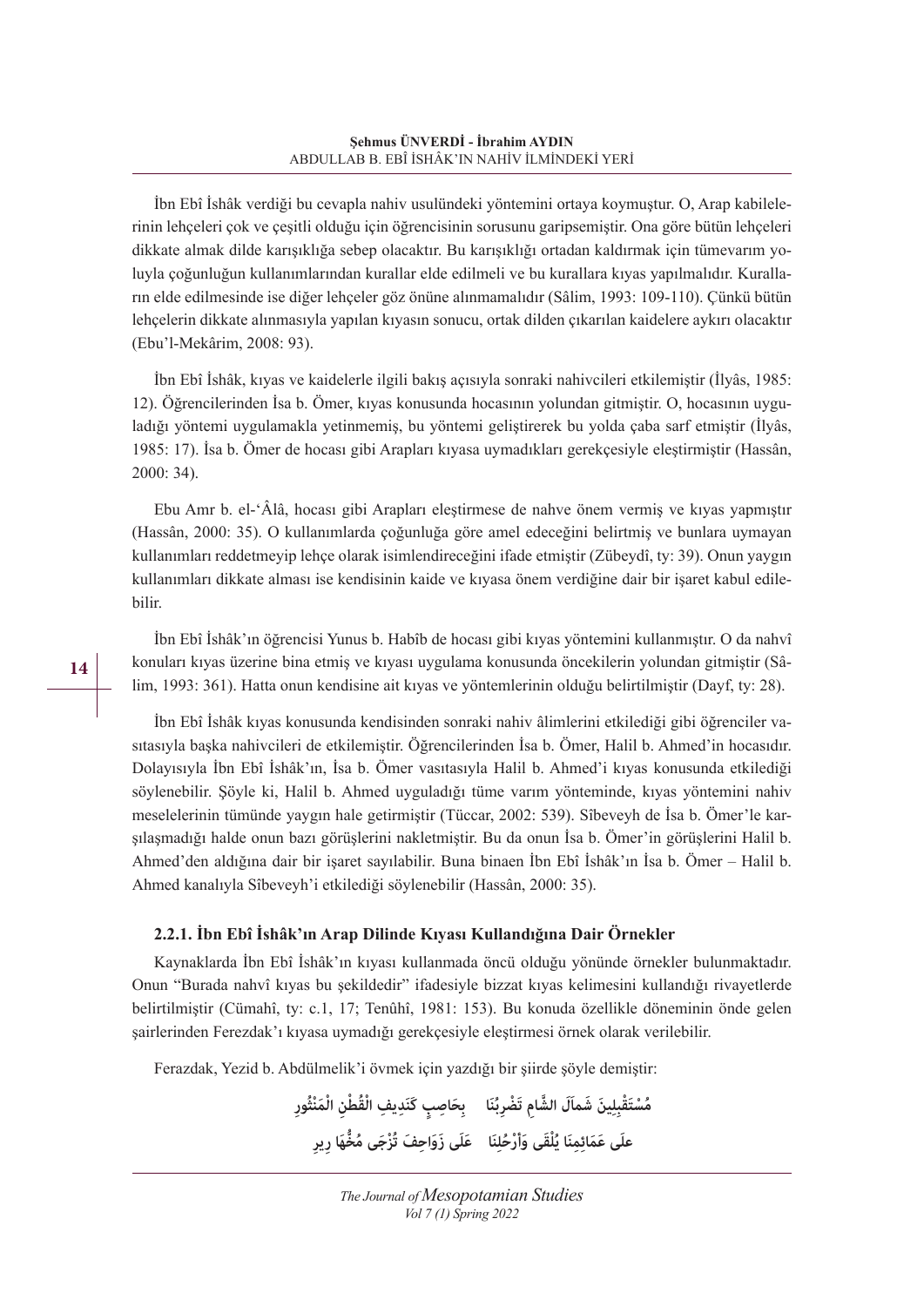İbn Ebî İshâk verdiği bu cevapla nahiv usulündeki yöntemini ortaya koymuştur. O, Arap kabilelerinin lehçeleri çok ve çeşitli olduğu için öğrencisinin sorusunu garipsemiştir. Ona göre bütün lehçeleri dikkate almak dilde karışıklığa sebep olacaktır. Bu karışıklığı ortadan kaldırmak için tümevarım yoluyla çoğunluğun kullanımlarından kurallar elde edilmeli ve bu kurallara kıyas yapılmalıdır. Kuralların elde edilmesinde ise diğer lehçeler göz önüne alınmamalıdır (Sâlim, 1993: 109-110). Çünkü bütün lehçelerin dikkate alınmasıyla yapılan kıyasın sonucu, ortak dilden çıkarılan kaidelere aykırı olacaktır (Ebu'l-Mekârim, 2008: 93).

İbn Ebî İshâk, kıyas ve kaidelerle ilgili bakış açısıyla sonraki nahivcileri etkilemiştir (İlyâs, 1985: 12). Öğrencilerinden İsa b. Ömer, kıyas konusunda hocasının yolundan gitmiştir. O, hocasının uyguladığı yöntemi uygulamakla yetinmemiş, bu yöntemi geliştirerek bu yolda çaba sarf etmiştir (İlyâs, 1985: 17). İsa b. Ömer de hocası gibi Arapları kıyasa uymadıkları gerekçesiyle eleştirmiştir (Hassân, 2000: 34).

Ebu Amr b. el-'Âlâ, hocası gibi Arapları eleştirmese de nahve önem vermiş ve kıyas yapmıştır (Hassân, 2000: 35). O kullanımlarda çoğunluğa göre amel edeceğini belirtmiş ve bunlara uymayan kullanımları reddetmeyip lehçe olarak isimlendireceğini ifade etmiştir (Zübeydî, ty: 39). Onun yaygın kullanımları dikkate alması ise kendisinin kaide ve kıyasa önem verdiğine dair bir işaret kabul edilebilir.

İbn Ebî İshâk'ın öğrencisi Yunus b. Habîb de hocası gibi kıyas yöntemini kullanmıştır. O da nahvî konuları kıyas üzerine bina etmiş ve kıyası uygulama konusunda öncekilerin yolundan gitmiştir (Sâlim, 1993: 361). Hatta onun kendisine ait kıyas ve yöntemlerinin olduğu belirtilmiştir (Dayf, ty: 28).

İbn Ebî İshâk kıyas konusunda kendisinden sonraki nahiv âlimlerini etkilediği gibi öğrenciler vasıtasıyla başka nahivcileri de etkilemiştir. Öğrencilerinden İsa b. Ömer, Halil b. Ahmed'in hocasıdır. Dolayısıyla İbn Ebî İshâk'ın, İsa b. Ömer vasıtasıyla Halil b. Ahmed'i kıyas konusunda etkilediği söylenebilir. Şöyle ki, Halil b. Ahmed uyguladığı tüme varım yönteminde, kıyas yöntemini nahiv meselelerinin tümünde yaygın hale getirmiştir (Tüccar, 2002: 539). Sîbeveyh de İsa b. Ömer'le karşılaşmadığı halde onun bazı görüşlerini nakletmiştir. Bu da onun İsa b. Ömer'in görüşlerini Halil b. Ahmed'den aldığına dair bir işaret sayılabilir. Buna binaen İbn Ebî İshâk'ın İsa b. Ömer – Halil b. Ahmed kanalıyla Sîbeveyh'i etkilediği söylenebilir (Hassân, 2000: 35).

### 2.2.1. İbn Ebî İshâk'ın Arap Dilinde Kıyası Kullandığına Dair Örnekler

Kaynaklarda İbn Ebî İshâk'ın kıyası kullanmada öncü olduğu yönünde örnekler bulunmaktadır. Onun "Burada nahvî kıyas bu şekildedir" ifadesiyle bizzat kıyas kelimesini kullandığı rivayetlerde belirtilmiştir (Cümahî, ty: c.1, 17; Tenûhî, 1981: 153). Bu konuda özellikle döneminin önde gelen şairlerinden Ferezdak'ı kıyasa uymadığı gerekçesiyle eleştirmesi örnek olarak verilebilir.

Ferazdak, Yezid b. Abdülmelik'i övmek için yazdığı bir şiirde şöyle demiştir:

مُسْتَقْبِلِينَ شَمَالَ الشَّامِ تَضْرِبُنَا     بِحَاصِبٍ كَنَدِيفِ الْقُطْنِ الْمَنْثُورِ

على عَمَائِمِنَا يُلْقَى وَأَرْحُلِنَا     عَلَى زَوَاحِفَ تُزْجَى مُخُّهَا رِيرِ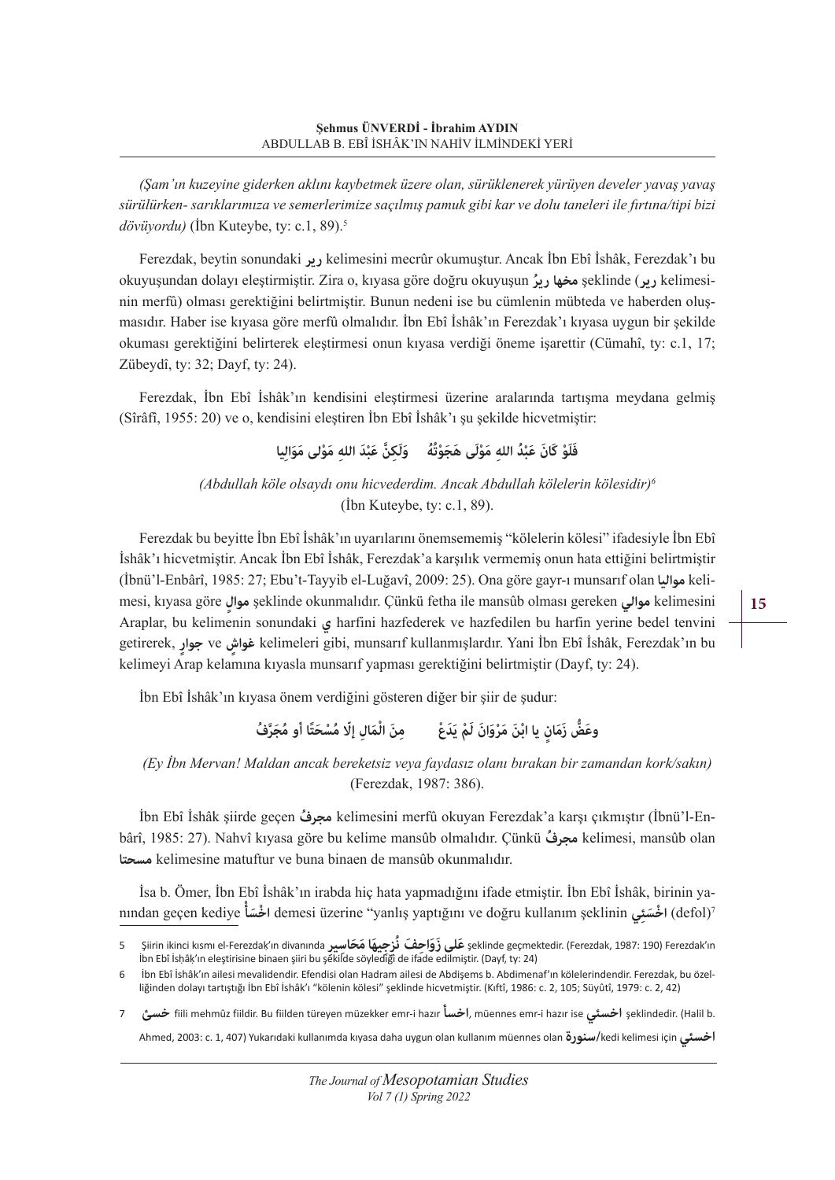*(Şam'ın kuzeyine giderken aklını kaybetmek üzere olan, sürüklenerek yürüyen develer yavaş yavaş sürülürken- sarıklarımıza ve semerlerimize saçılmış pamuk gibi kar ve dolu taneleri ile fırtına/tipi bizi dövüyordu)* (İbn Kuteybe, ty: c.1, 89).[5]

Ferezdak, beytin sonundaki **رير** kelimesini mecrûr okumuştur. Ancak İbn Ebî İshâk, Ferezdak'ı bu okuyuşundan dolayı eleştirmiştir. Zira o, kıyasa göre doğru okuyuşun **مخها ريرُ** şeklinde (**رير** kelimesinin merfû) olması gerektiğini belirtmiştir. Bunun nedeni ise bu cümlenin mübteda ve haberden oluşmasıdır. Haber ise kıyasa göre merfû olmalıdır. İbn Ebî İshâk'ın Ferezdak'ı kıyasa uygun bir şekilde okuması gerektiğini belirterek eleştirmesi onun kıyasa verdiği öneme işarettir (Cümahî, ty: c.1, 17; Zübeydî, ty: 32; Dayf, ty: 24).

Ferezdak, İbn Ebî İshâk'ın kendisini eleştirmesi üzerine aralarında tartışma meydana gelmiş (Sîrâfî, 1955: 20) ve o, kendisini eleştiren İbn Ebî İshâk'ı şu şekilde hicvetmiştir:

**فَلَوْ كَانَ عَبْدُ اللهِ مَوْلَى هَجَوْتُهُ     وَلَكِنَّ عَبْدَ اللهِ مَوْلى مَوَالِيا**

*(Abdullah köle olsaydı onu hicvederdim. Ancak Abdullah kölelerin kölesidir)*[6]
(İbn Kuteybe, ty: c.1, 89).

Ferezdak bu beyitte İbn Ebî İshâk'ın uyarılarını önemsememiş "kölelerin kölesi" ifadesiyle İbn Ebî İshâk'ı hicvetmiştir. Ancak İbn Ebî İshâk, Ferezdak'a karşılık vermemiş onun hata ettiğini belirtmiştir (İbnü'l-Enbârî, 1985: 27; Ebu't-Tayyib el-Luğavî, 2009: 25). Ona göre gayr-ı munsarıf olan **مواليا** kelimesi, kıyasa göre **موالٍ** şeklinde okunmalıdır. Çünkü fetha ile mansûb olması gereken **موالي** kelimesini Araplar, bu kelimenin sonundaki **ي** harfini hazfederek ve hazfedilen bu harfin yerine bedel tenvini getirerek, **جوارٍ** ve **غواشٍ** kelimeleri gibi, munsarıf kullanmışlardır. Yani İbn Ebî İshâk, Ferezdak'ın bu kelimeyi Arap kelamına kıyasla munsarıf yapması gerektiğini belirtmiştir (Dayf, ty: 24).

İbn Ebî İshâk'ın kıyasa önem verdiğini gösteren diğer bir şiir de şudur:

**وعَضُّ زَمَانٍ يا ابْنَ مَرْوَانَ لَمْ يَدَعْ     مِنَ الْمَالِ إلّا مُسْحَتًا أو مُجَرَّفُ**

*(Ey İbn Mervan! Maldan ancak bereketsiz veya faydasız olanı bırakan bir zamandan kork/sakın)*
(Ferezdak, 1987: 386).

İbn Ebî İshâk şiirde geçen **مجرفُ** kelimesini merfû okuyan Ferezdak'a karşı çıkmıştır (İbnü'l-Enbârî, 1985: 27). Nahvî kıyasa göre bu kelime mansûb olmalıdır. Çünkü **مجرفُ** kelimesi, mansûb olan **مسحتا** kelimesine matuftur ve buna binaen de mansûb okunmalıdır.

İsa b. Ömer, İbn Ebî İshâk'ın irabda hiç hata yapmadığını ifade etmiştir. İbn Ebî İshâk, birinin yanından geçen kediye **اخْسَأْ** demesi üzerine "yanlış yaptığını ve doğru kullanım şeklinin **اخْسَئِي** (defol)[7]

---

5 Şiirin ikinci kısmı el-Ferezdaķ'ın divanında **عَلَى زَوَاحِفَ نُزْجِيهَا مَحَاسِير** şeklinde geçmektedir. (Ferezdak, 1987: 190) Ferezdak'ın İbn Ebî İsḥâķ'ın eleştirisine binaen şiiri bu şekilde söylediği de ifade edilmiştir. (Dayf, ty: 24)

6 İbn Ebî İshâk'ın ailesi mevalidendir. Efendisi olan Hadram ailesi de Abdişems b. Abdimenaf'ın kölelerindendir. Ferezdak, bu özelliğinden dolayı tartıştığı İbn Ebî İshâk'ı "kölenin kölesi" şeklinde hicvetmiştir. (Kıftî, 1986: c. 2, 105; Süyûtî, 1979: c. 2, 42)

7 **خسئ** fiili mehmûz fiildir. Bu fiilden türeyen müzekker emr-i hazır **اخسأ**, müennes emr-i hazır ise **اخسئي** şeklindedir. (Halil b. Ahmed, 2003: c. 1, 407) Yukarıdaki kullanımda kıyasa daha uygun olan kullanım müennes olan **سنورة**/kedi kelimesi için **اخسئي**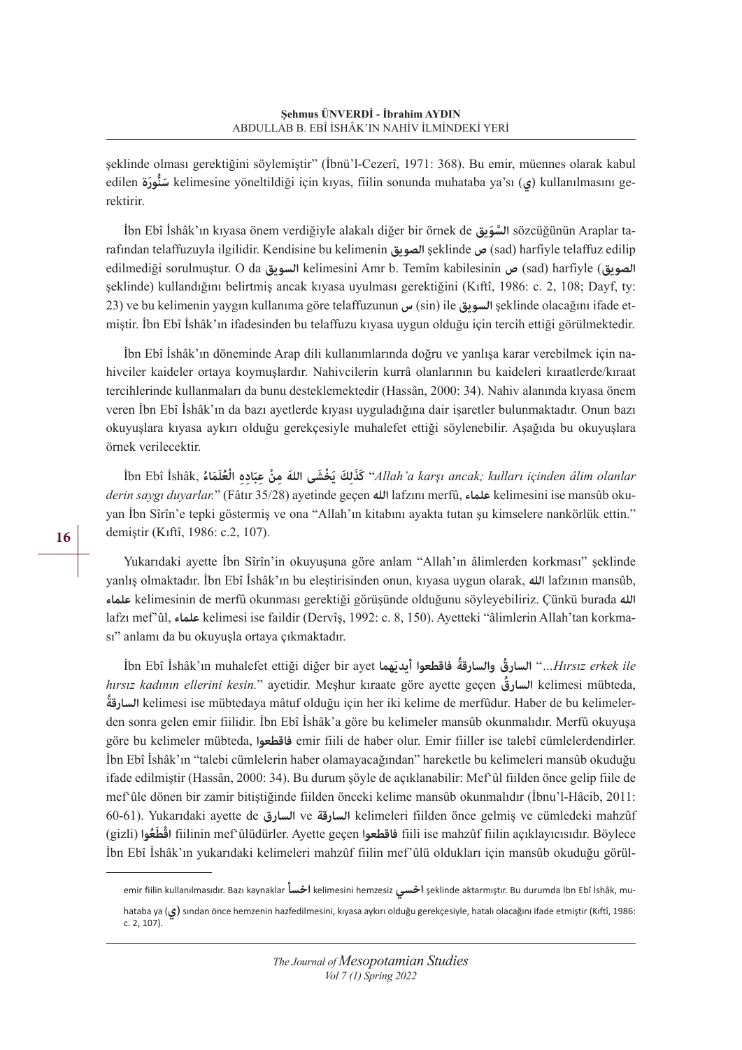şeklinde olması gerektiğini söylemiştir" (İbnü'l-Cezerî, 1971: 368). Bu emir, müennes olarak kabul edilen سَنُّورَة kelimesine yöneltildiği için kıyas, fiilin sonunda muhataba ya'sı (ي) kullanılmasını gerektirir.

İbn Ebî İshâk'ın kıyasa önem verdiğiyle alakalı diğer bir örnek de السَّوَيق sözcüğünün Araplar tarafından telaffuzuyla ilgilidir. Kendisine bu kelimenin الصويق şeklinde ص (sad) harfiyle telaffuz edilip edilmediği sorulmuştur. O da السويق kelimesini Amr b. Temîm kabilesinin ص (sad) harfiyle (الصويق şeklinde) kullandığını belirtmiş ancak kıyasa uyulması gerektiğini (Kıftî, 1986: c. 2, 108; Dayf, ty: 23) ve bu kelimenin yaygın kullanıma göre telaffuzunun س (sin) ile السويق şeklinde olacağını ifade etmiştir. İbn Ebî İshâk'ın ifadesinden bu telaffuzu kıyasa uygun olduğu için tercih ettiği görülmektedir.

İbn Ebî İshâk'ın döneminde Arap dili kullanımlarında doğru ve yanlışa karar verebilmek için nahivciler kaideler ortaya koymuşlardır. Nahivcilerin kurrâ olanlarının bu kaideleri kıraatlerde/kıraat tercihlerinde kullanmaları da bunu desteklemektedir (Hassân, 2000: 34). Nahiv alanında kıyasa önem veren İbn Ebî İshâk'ın da bazı ayetlerde kıyası uyguladığına dair işaretler bulunmaktadır. Onun bazı okuyuşlara kıyasa aykırı olduğu gerekçesiyle muhalefet ettiği söylenebilir. Aşağıda bu okuyuşlara örnek verilecektir.

İbn Ebî İshâk, كَذَلِكَ يَخْشَى اللهَ مِنْ عِبَادِهِ الْعُلَمَاءُ "*Allah'a karşı ancak; kulları içinden âlim olanlar derin saygı duyarlar.*" (Fâtır 35/28) ayetinde geçen الله lafzını merfû, علماء kelimesini ise mansûb okuyan İbn Sîrîn'e tepki göstermiş ve ona "Allah'ın kitabını ayakta tutan şu kimselere nankörlük ettin." demiştir (Kıftî, 1986: c.2, 107).

Yukarıdaki ayette İbn Sîrîn'in okuyuşuna göre anlam "Allah'ın âlimlerden korkması" şeklinde yanlış olmaktadır. İbn Ebî İshâk'ın bu eleştirisinden onun, kıyasa uygun olarak, الله lafzının mansûb, علماء kelimesinin de merfû okunması gerektiği görüşünde olduğunu söyleyebiliriz. Çünkü burada الله lafzı mef'ûl, علماء kelimesi ise faildir (Dervîş, 1992: c. 8, 150). Ayetteki "âlimlerin Allah'tan korkması" anlamı da bu okuyuşla ortaya çıkmaktadır.

İbn Ebî İshâk'ın muhalefet ettiği diğer bir ayet السارقُ والسارقةُ فاقطعوا أيديَهما "*...Hırsız erkek ile hırsız kadının ellerini kesin.*" ayetidir. Meşhur kıraate göre ayette geçen السارقُ kelimesi mübteda, السارقةُ kelimesi ise mübtedaya mâtuf olduğu için her iki kelime de merfûdur. Haber de bu kelimelerden sonra gelen emir fiilidir. İbn Ebî İshâk'a göre bu kelimeler mansûb okunmalıdır. Merfû okuyuşa göre bu kelimeler mübteda, فاقطعوا emir fiili de haber olur. Emir fiiller ise talebî cümlelerdendirler. İbn Ebî İshâk'ın "talebi cümlelerin haber olamayacağından" hareketle bu kelimeleri mansûb okuduğu ifade edilmiştir (Hassân, 2000: 34). Bu durum şöyle de açıklanabilir: Mef'ûl fiilden önce gelip fiile de mef'ûle dönen bir zamir bitiştiğinde fiilden önceki kelime mansûb okunmalıdır (İbnu'l-Hâcib, 2011: 60-61). Yukarıdaki ayette de السارق ve السارقة kelimeleri fiilden önce gelmiş ve cümledeki mahzûf (gizli) اقْطَعُوا fiilinin mef'ûlüdürler. Ayette geçen فاقطعوا fiili ise mahzûf fiilin açıklayıcısıdır. Böylece İbn Ebî İshâk'ın yukarıdaki kelimeleri mahzûf fiilin mef'ûlü oldukları için mansûb okuduğu görül-

---

emir fiilin kullanılmasıdır. Bazı kaynaklar اخسأ kelimesini hemzesiz اخسي şeklinde aktarmıştır. Bu durumda İbn Ebî İshâk, muhataba ya (ي) sından önce hemzenin hazfedilmesini, kıyasa aykırı olduğu gerekçesiyle, hatalı olacağını ifade etmiştir (Kıftî, 1986: c. 2, 107).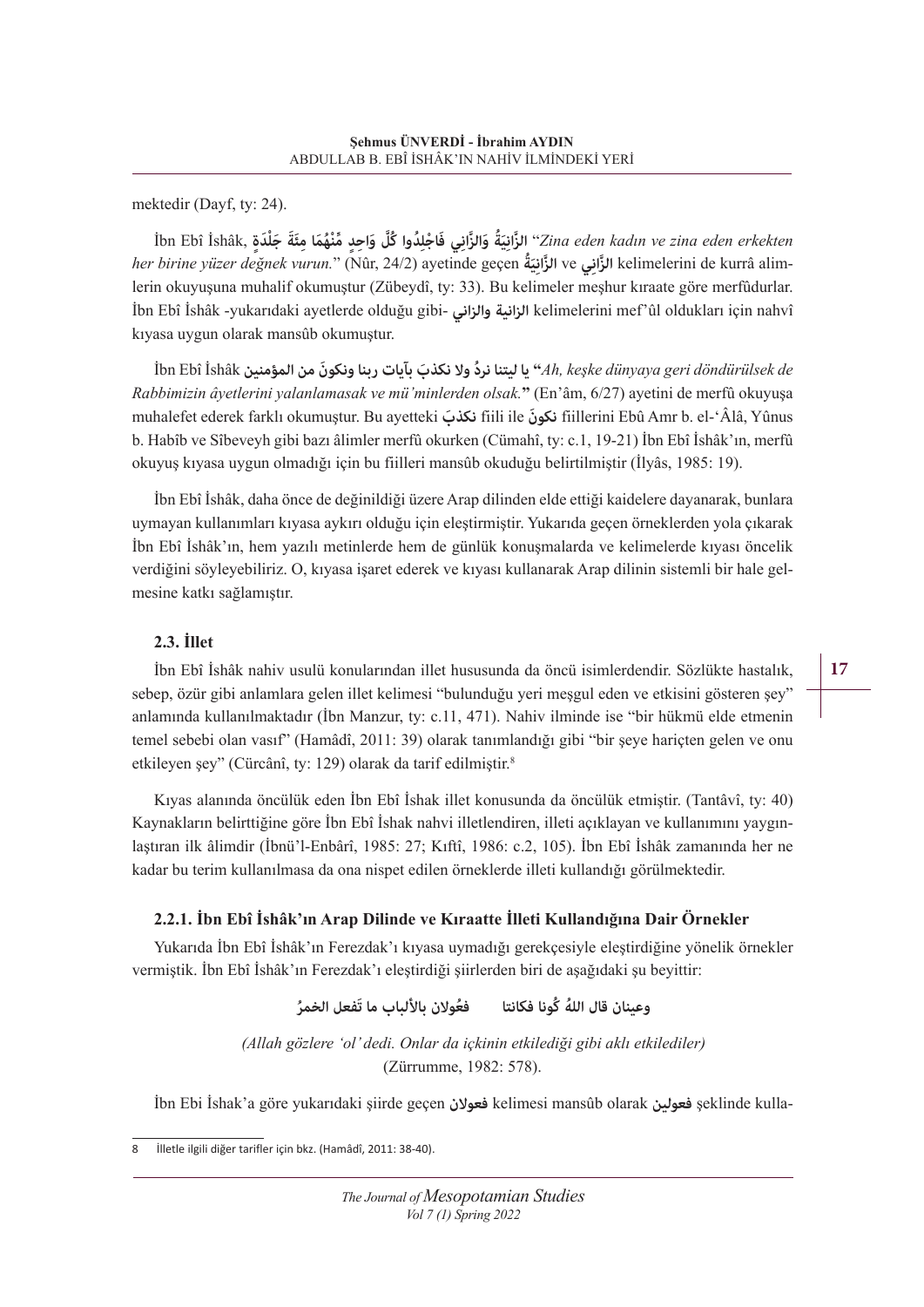mektedir (Dayf, ty: 24).

İbn Ebî İshâk, الزَّانِيَةُ وَالزَّانِي فَاجْلِدُوا كُلَّ وَاحِدٍ مِّنْهُمَا مِئَةَ جَلْدَةٍ "*Zina eden kadın ve zina eden erkekten her birine yüzer değnek vurun.*" (Nûr, 24/2) ayetinde geçen الزَّانِيَةُ ve الزَّانِي kelimelerini de kurrâ alimlerin okuyuşuna muhalif okumuştur (Zübeydî, ty: 33). Bu kelimeler meşhur kıraate göre merfûdurlar. İbn Ebî İshâk -yukarıdaki ayetlerde olduğu gibi- الزانية والزاني kelimelerini mef'ûl oldukları için nahvî kıyasa uygun olarak mansûb okumuştur.

İbn Ebî İshâk يا ليتنا نردُّ ولا نكذبَ بآيات ربنا ونكونَ من المؤمنين "*Ah, keşke dünyaya geri döndürülsek de Rabbimizin âyetlerini yalanlamasak ve mü'minlerden olsak.*" (En'âm, 6/27) ayetini de merfû okuyuşa muhalefet ederek farklı okumuştur. Bu ayetteki نكذبَ fiili ile نكونَ fiillerini Ebû Amr b. el-'Âlâ, Yûnus b. Habîb ve Sîbeveyh gibi bazı âlimler merfû okurken (Cümahî, ty: c.1, 19-21) İbn Ebî İshâk'ın, merfû okuyuş kıyasa uygun olmadığı için bu fiilleri mansûb okuduğu belirtilmiştir (İlyâs, 1985: 19).

İbn Ebî İshâk, daha önce de değinildiği üzere Arap dilinden elde ettiği kaidelere dayanarak, bunlara uymayan kullanımları kıyasa aykırı olduğu için eleştirmiştir. Yukarıda geçen örneklerden yola çıkarak İbn Ebî İshâk'ın, hem yazılı metinlerde hem de günlük konuşmalarda ve kelimelerde kıyası öncelik verdiğini söyleyebiliriz. O, kıyasa işaret ederek ve kıyası kullanarak Arap dilinin sistemli bir hale gelmesine katkı sağlamıştır.

### 2.3. İllet

İbn Ebî İshâk nahiv usulü konularından illet hususunda da öncü isimlerdendir. Sözlükte hastalık, sebep, özür gibi anlamlara gelen illet kelimesi "bulunduğu yeri meşgul eden ve etkisini gösteren şey" anlamında kullanılmaktadır (İbn Manzur, ty: c.11, 471). Nahiv ilminde ise "bir hükmü elde etmenin temel sebebi olan vasıf" (Hamâdî, 2011: 39) olarak tanımlandığı gibi "bir şeye hariçten gelen ve onu etkileyen şey" (Cürcânî, ty: 129) olarak da tarif edilmiştir.[8]

Kıyas alanında öncülük eden İbn Ebî İshak illet konusunda da öncülük etmiştir. (Tantâvî, ty: 40) Kaynakların belirttiğine göre İbn Ebî İshak nahvi illetlendiren, illeti açıklayan ve kullanımını yaygınlaştıran ilk âlimdir (İbnü'l-Enbârî, 1985: 27; Kıftî, 1986: c.2, 105). İbn Ebî İshâk zamanında her ne kadar bu terim kullanılmasa da ona nispet edilen örneklerde illeti kullandığı görülmektedir.

#### 2.2.1. İbn Ebî İshâk'ın Arap Dilinde ve Kıraatte İlleti Kullandığına Dair Örnekler

Yukarıda İbn Ebî İshâk'ın Ferezdak'ı kıyasa uymadığı gerekçesiyle eleştirdiğine yönelik örnekler vermiştik. İbn Ebî İshâk'ın Ferezdak'ı eleştirdiği şiirlerden biri de aşağıdaki şu beyittir:

وعينان قال اللهُ كُونا فكانتا    فعُولان بالألباب ما تَفعل الخمرُ

*(Allah gözlere 'ol' dedi. Onlar da içkinin etkilediği gibi aklı etkilediler)*
(Zürrumme, 1982: 578).

İbn Ebi İshak'a göre yukarıdaki şiirde geçen فعولان kelimesi mansûb olarak فعولين şeklinde kulla-

---

8 İlletle ilgili diğer tarifler için bkz. (Hamâdî, 2011: 38-40).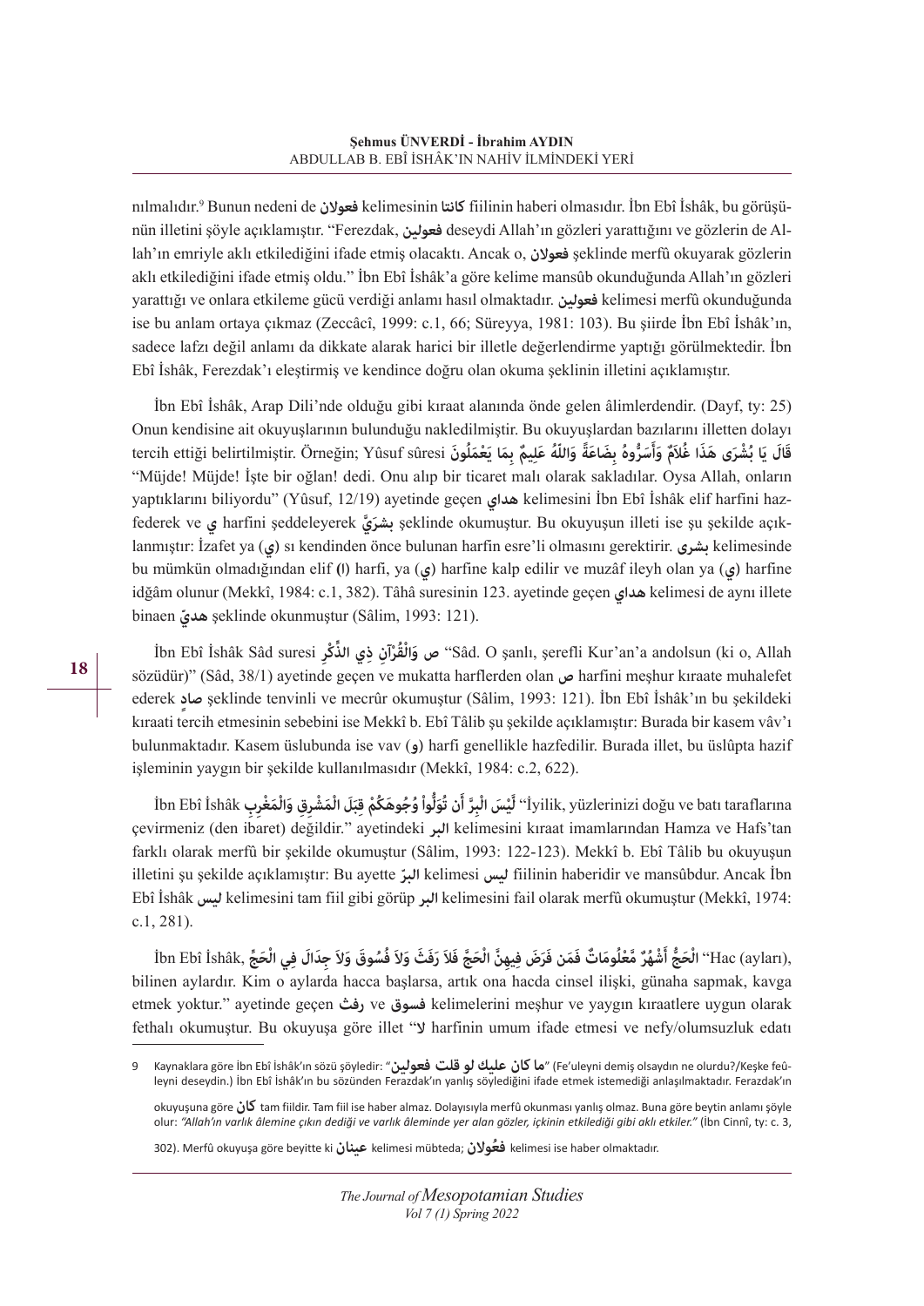nılmalıdır.[9] Bunun nedeni de **فعولان** kelimesinin **كانتا** fiilinin haberi olmasıdır. İbn Ebî İshâk, bu görüşünün illetini şöyle açıklamıştır. "Ferezdak, **فعولين** deseydi Allah'ın gözleri yarattığını ve gözlerin de Allah'ın emriyle aklı etkilediğini ifade etmiş olacaktı. Ancak o, **فعولان** şeklinde merfû okuyarak gözlerin aklı etkilediğini ifade etmiş oldu." İbn Ebî İshâk'a göre kelime mansûb okunduğunda Allah'ın gözleri yarattığı ve onlara etkileme gücü verdiği anlamı hasıl olmaktadır. **فعولين** kelimesi merfû okunduğunda ise bu anlam ortaya çıkmaz (Zeccâcî, 1999: c.1, 66; Süreyya, 1981: 103). Bu şiirde İbn Ebî İshâk'ın, sadece lafzı değil anlamı da dikkate alarak harici bir illetle değerlendirme yaptığı görülmektedir. İbn Ebî İshâk, Ferezdak'ı eleştirmiş ve kendince doğru olan okuma şeklinin illetini açıklamıştır.

İbn Ebî İshâk, Arap Dili'nde olduğu gibi kıraat alanında önde gelen âlimlerdendir. (Dayf, ty: 25) Onun kendisine ait okuyuşlarının bulunduğu nakledilmiştir. Bu okuyuşlardan bazılarını illetten dolayı tercih ettiği belirtilmiştir. Örneğin; Yûsuf sûresi **قَالَ يَا بُشْرَى هَذَا غُلاَمٌ وَأَسَرُّوهُ بِضَاعَةً وَاللّهُ عَلِيمٌ بِمَا يَعْمَلُونَ** "Müjde! Müjde! İşte bir oğlan! dedi. Onu alıp bir ticaret malı olarak sakladılar. Oysa Allah, onların yaptıklarını biliyordu" (Yûsuf, 12/19) ayetinde geçen **هداي** kelimesini İbn Ebî İshâk elif harfini hazfederek ve **ي** harfini şeddeleyerek **بشرَيَّ** şeklinde okumuştur. Bu okuyuşun illeti ise şu şekilde açıklanmıştır: İzafet ya (**ي**) sı kendinden önce bulunan harfin esre'li olmasını gerektirir. **بشرى** kelimesinde bu mümkün olmadığından elif (**ا**) harfi, ya (**ي**) harfine kalp edilir ve muzâf ileyh olan ya (**ي**) harfine idğâm olunur (Mekkî, 1984: c.1, 382). Tâhâ suresinin 123. ayetinde geçen **هداي** kelimesi de aynı illete binaen **هديّ** şeklinde okunmuştur (Sâlim, 1993: 121).

İbn Ebî İshâk Sâd suresi **ص وَالْقُرْآنِ ذِي الذِّكْرِ** "Sâd. O şanlı, şerefli Kur'an'a andolsun (ki o, Allah sözüdür)" (Sâd, 38/1) ayetinde geçen ve mukatta harflerden olan **ص** harfini meşhur kıraate muhalefet ederek **صادٍ** şeklinde tenvinli ve mecrûr okumuştur (Sâlim, 1993: 121). İbn Ebî İshâk'ın bu şekildeki kıraati tercih etmesinin sebebini ise Mekkî b. Ebî Tâlib şu şekilde açıklamıştır: Burada bir kasem vâv'ı bulunmaktadır. Kasem üslubunda ise vav (**و**) harfi genellikle hazfedilir. Burada illet, bu üslûpta hazif işleminin yaygın bir şekilde kullanılmasıdır (Mekkî, 1984: c.2, 622).

İbn Ebî İshâk **لَّيْسَ الْبِرَّ أَن تُوَلُّواْ وُجُوهَكُمْ قِبَلَ الْمَشْرِقِ وَالْمَغْرِبِ** "İyilik, yüzlerinizi doğu ve batı taraflarına çevirmeniz (den ibaret) değildir." ayetindeki **البر** kelimesini kıraat imamlarından Hamza ve Hafs'tan farklı olarak merfû bir şekilde okumuştur (Sâlim, 1993: 122-123). Mekkî b. Ebî Tâlib bu okuyuşun illetini şu şekilde açıklamıştır: Bu ayette **البرّ** kelimesi **ليس** fiilinin haberidir ve mansûbdur. Ancak İbn Ebî İshâk **ليس** kelimesini tam fiil gibi görüp **البر** kelimesini fail olarak merfû okumuştur (Mekkî, 1974: c.1, 281).

İbn Ebî İshâk, **الْحَجُّ أَشْهُرٌ مَّعْلُومَاتٌ فَمَن فَرَضَ فِيهِنَّ الْحَجَّ فَلاَ رَفَثَ وَلاَ فُسُوقَ وَلاَ جِدَالَ فِي الْحَجِّ** "Hac (ayları), bilinen aylardır. Kim o aylarda hacca başlarsa, artık ona hacda cinsel ilişki, günaha sapmak, kavga etmek yoktur." ayetinde geçen **رفث** ve **فسوق** kelimelerini meşhur ve yaygın kıraatlere uygun olarak fethalı okumuştur. Bu okuyuşa göre illet "**لا** harfinin umum ifade etmesi ve nefy/olumsuzluk edatı

---

9 Kaynaklara göre İbn Ebî İshâk'ın sözü şöyledir: "**ما كان عليك لو قلت فعولين**" (Fe'uleyni demiş olsaydın ne olurdu?/Keşke feûleyni deseydin.) İbn Ebî İshâk'ın bu sözünden Ferazdak'ın yanlış söylediğini ifade etmek istemediği anlaşılmaktadır. Ferazdak'ın okuyuşuna göre **كان** tam fiildir. Tam fiil ise haber almaz. Dolayısıyla merfû okunması yanlış olmaz. Buna göre beytin anlamı şöyle olur: *"Allah'ın varlık âlemine çıkın dediği ve varlık âleminde yer alan gözler, içkinin etkilediği gibi aklı etkiler."* (İbn Cinnî, ty: c. 3, 302). Merfû okuyuşa göre beyitte ki **عينان** kelimesi mübteda; **فعُولان** kelimesi ise haber olmaktadır.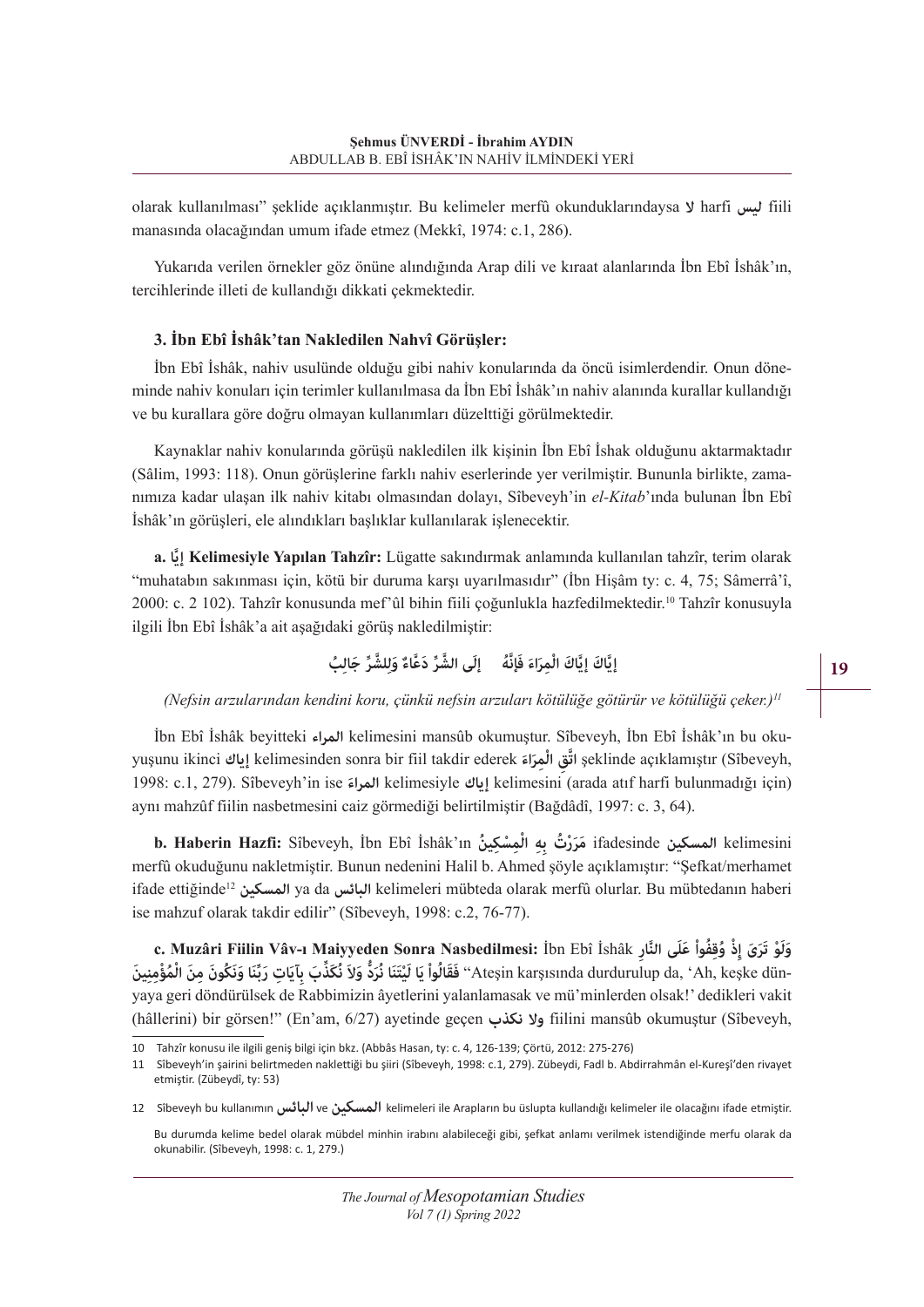olarak kullanılması" şeklide açıklanmıştır. Bu kelimeler merfû okunduklarındaysa لا harfi ليس fiili manasında olacağından umum ifade etmez (Mekkî, 1974: c.1, 286).

Yukarıda verilen örnekler göz önüne alındığında Arap dili ve kıraat alanlarında İbn Ebî İshâk'ın, tercihlerinde illeti de kullandığı dikkati çekmektedir.

### 3. İbn Ebî İshâk'tan Nakledilen Nahvî Görüşler:

İbn Ebî İshâk, nahiv usulünde olduğu gibi nahiv konularında da öncü isimlerdendir. Onun döneminde nahiv konuları için terimler kullanılmasa da İbn Ebî İshâk'ın nahiv alanında kurallar kullandığı ve bu kurallara göre doğru olmayan kullanımları düzelttiği görülmektedir.

Kaynaklar nahiv konularında görüşü nakledilen ilk kişinin İbn Ebî İshak olduğunu aktarmaktadır (Sâlim, 1993: 118). Onun görüşlerine farklı nahiv eserlerinde yer verilmiştir. Bununla birlikte, zamanımıza kadar ulaşan ilk nahiv kitabı olmasından dolayı, Sîbeveyh'in *el-Kitab*'ında bulunan İbn Ebî İshâk'ın görüşleri, ele alındıkları başlıklar kullanılarak işlenecektir.

**a. إيَّا Kelimesiyle Yapılan Tahzîr:** Lügatte sakındırmak anlamında kullanılan tahzîr, terim olarak "muhatabın sakınması için, kötü bir duruma karşı uyarılmasıdır" (İbn Hişâm ty: c. 4, 75; Sâmerrâ'î, 2000: c. 2 102). Tahzîr konusunda mef'ûl bihin fiili çoğunlukla hazfedilmektedir.[10] Tahzîr konusuyla ilgili İbn Ebî İshâk'a ait aşağıdaki görüş nakledilmiştir:

إِيَّاكَ إِيَّاكَ الْمِرَاءَ فَإِنَّهُ     إِلَى الشَّرِّ دَعَّاءٌ وَلِلشَّرِّ جَالِبُ

*(Nefsin arzularından kendini koru, çünkü nefsin arzuları kötülüğe götürür ve kötülüğü çeker.)[11]*

İbn Ebî İshâk beyitteki المراء kelimesini mansûb okumuştur. Sîbeveyh, İbn Ebî İshâk'ın bu okuyuşunu ikinci إياك kelimesinden sonra bir fiil takdir ederek اتَّقِ الْمِرَاءَ şeklinde açıklamıştır (Sîbeveyh, 1998: c.1, 279). Sîbeveyh'in ise المراءَ kelimesiyle إياك kelimesini (arada atıf harfi bulunmadığı için) aynı mahzûf fiilin nasbetmesini caiz görmediği belirtilmiştir (Bağdâdî, 1997: c. 3, 64).

**b. Haberin Hazfi:** Sîbeveyh, İbn Ebî İshâk'ın مَرَرْتُ بِهِ الْمِسْكِينُ ifadesinde المسكين kelimesini merfû okuduğunu nakletmiştir. Bunun nedenini Halil b. Ahmed şöyle açıklamıştır: "Şefkat/merhamet ifade ettiğinde[12] المسكين ya da البائس kelimeleri mübteda olarak merfû olurlar. Bu mübtedanın haberi ise mahzuf olarak takdir edilir" (Sîbeveyh, 1998: c.2, 76-77).

**c. Muzârî Fiilin Vâv-ı Maiyyeden Sonra Nasbedilmesi:** İbn Ebî İshâk وَلَوْ تَرَى إِذْ وُقِفُواْ عَلَى النَّارِ فَقَالُواْ يَا لَيْتَنَا نُرَدُّ وَلاَ نُكَذِّبَ بِآيَاتِ رَبِّنَا وَنَكُونَ مِنَ الْمُؤْمِنِينَ "Ateşin karşısında durdurulup da, 'Ah, keşke dünyaya geri döndürülsek de Rabbimizin âyetlerini yalanlamasak ve mü'minlerden olsak!' dedikleri vakit (hâllerini) bir görsen!" (En'am, 6/27) ayetinde geçen ولا نكذب fiilini mansûb okumuştur (Sîbeveyh,

---

[10] Tahzîr konusu ile ilgili geniş bilgi için bkz. (Abbâs Hasan, ty: c. 4, 126-139; Çörtü, 2012: 275-276)

[11] Sîbeveyh'in şairini belirtmeden naklettiği bu şiiri (Sîbeveyh, 1998: c.1, 279). Zübeydi, Fadl b. Abdirrahmân el-Kureşî'den rivayet etmiştir. (Zübeydî, ty: 53)

[12] Sîbeveyh bu kullanımın البائس ve المسكين kelimeleri ile Arapların bu üslupta kullandığı kelimeler ile olacağını ifade etmiştir. Bu durumda kelime bedel olarak mübdel minhin irabını alabileceği gibi, şefkat anlamı verilmek istendiğinde merfu olarak da okunabilir. (Sîbeveyh, 1998: c. 1, 279.)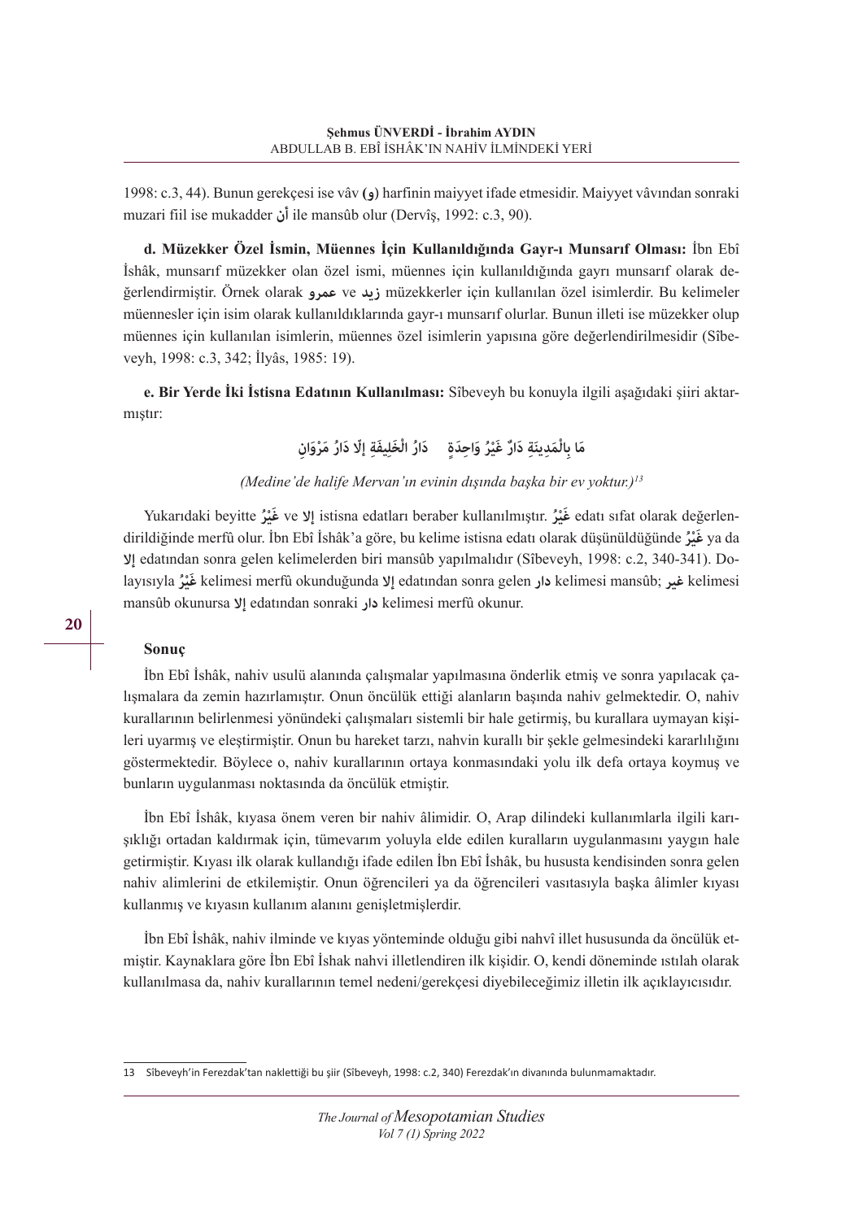1998: c.3, 44). Bunun gerekçesi ise vâv (و) harfinin maiyyet ifade etmesidir. Maiyyet vâvından sonraki muzari fiil ise mukadder أن ile mansûb olur (Dervîş, 1992: c.3, 90).

**d. Müzekker Özel İsmin, Müennes İçin Kullanıldığında Gayr-ı Munsarıf Olması:** İbn Ebî İshâk, munsarıf müzekker olan özel ismi, müennes için kullanıldığında gayrı munsarıf olarak değerlendirmiştir. Örnek olarak عمرو ve زيد müzekkerler için kullanılan özel isimlerdir. Bu kelimeler müennesler için isim olarak kullanıldıklarında gayr-ı munsarıf olurlar. Bunun illeti ise müzekker olup müennes için kullanılan isimlerin, müennes özel isimlerin yapısına göre değerlendirilmesidir (Sîbeveyh, 1998: c.3, 342; İlyâs, 1985: 19).

**e. Bir Yerde İki İstisna Edatının Kullanılması:** Sîbeveyh bu konuyla ilgili aşağıdaki şiiri aktarmıştır:

مَا بِالْمَدِينَةِ دَارٌ غَيْرُ وَاحِدَةٍ    دَارُ الْخَلِيفَةِ إِلَّا دَارُ مَرْوَانِ

*(Medine'de halife Mervan'ın evinin dışında başka bir ev yoktur.)*[13]

Yukarıdaki beyitte غَيْرُ ve إلا istisna edatları beraber kullanılmıştır. غَيْرُ edatı sıfat olarak değerlendirildiğinde merfû olur. İbn Ebî İshâk'a göre, bu kelime istisna edatı olarak düşünüldüğünde غَيْرُ ya da إلا edatından sonra gelen kelimelerden biri mansûb yapılmalıdır (Sîbeveyh, 1998: c.2, 340-341). Dolayısıyla غَيْرُ kelimesi merfû okunduğunda إلا edatından sonra gelen دار kelimesi mansûb; غير kelimesi mansûb okunursa إلا edatından sonraki دار kelimesi merfû okunur.

## Sonuç

İbn Ebî İshâk, nahiv usulü alanında çalışmalar yapılmasına önderlik etmiş ve sonra yapılacak çalışmalara da zemin hazırlamıştır. Onun öncülük ettiği alanların başında nahiv gelmektedir. O, nahiv kurallarının belirlenmesi yönündeki çalışmaları sistemli bir hale getirmiş, bu kurallara uymayan kişileri uyarmış ve eleştirmiştir. Onun bu hareket tarzı, nahvin kurallı bir şekle gelmesindeki kararlılığını göstermektedir. Böylece o, nahiv kurallarının ortaya konmasındaki yolu ilk defa ortaya koymuş ve bunların uygulanması noktasında da öncülük etmiştir.

İbn Ebî İshâk, kıyasa önem veren bir nahiv âlimidir. O, Arap dilindeki kullanımlarla ilgili karışıklığı ortadan kaldırmak için, tümevarım yoluyla elde edilen kuralların uygulanmasını yaygın hale getirmiştir. Kıyası ilk olarak kullandığı ifade edilen İbn Ebî İshâk, bu hususta kendisinden sonra gelen nahiv alimlerini de etkilemiştir. Onun öğrencileri ya da öğrencileri vasıtasıyla başka âlimler kıyası kullanmış ve kıyasın kullanım alanını genişletmişlerdir.

İbn Ebî İshâk, nahiv ilminde ve kıyas yönteminde olduğu gibi nahvî illet hususunda da öncülük etmiştir. Kaynaklara göre İbn Ebî İshak nahvi illetlendiren ilk kişidir. O, kendi döneminde ıstılah olarak kullanılmasa da, nahiv kurallarının temel nedeni/gerekçesi diyebileceğimiz illetin ilk açıklayıcısıdır.

---

13 Sîbeveyh'in Ferezdak'tan naklettiği bu şiir (Sîbeveyh, 1998: c.2, 340) Ferezdak'ın divanında bulunmamaktadır.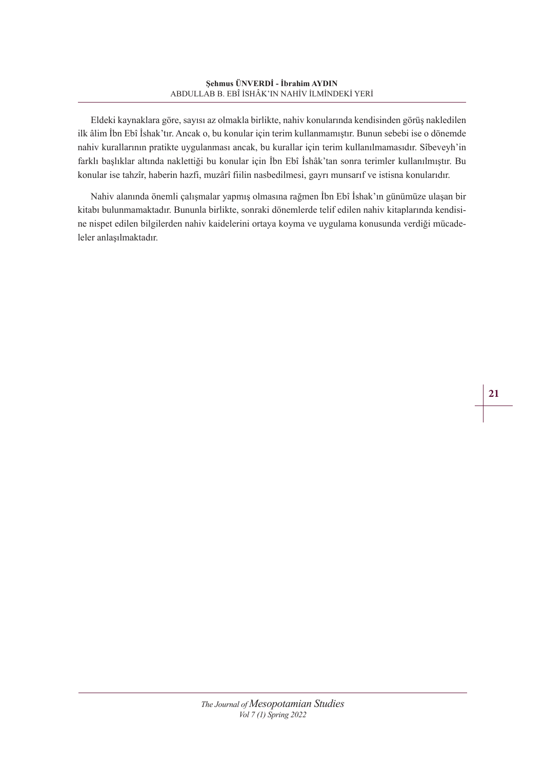Eldeki kaynaklara göre, sayısı az olmakla birlikte, nahiv konularında kendisinden görüş nakledilen ilk âlim İbn Ebî İshak'tır. Ancak o, bu konular için terim kullanmamıştır. Bunun sebebi ise o dönemde nahiv kurallarının pratikte uygulanması ancak, bu kurallar için terim kullanılmamasıdır. Sîbeveyh'in farklı başlıklar altında naklettiği bu konular için İbn Ebî İshâk'tan sonra terimler kullanılmıştır. Bu konular ise tahzîr, haberin hazfi, muzârî fiilin nasbedilmesi, gayrı munsarıf ve istisna konularıdır.

Nahiv alanında önemli çalışmalar yapmış olmasına rağmen İbn Ebî İshak'ın günümüze ulaşan bir kitabı bulunmamaktadır. Bununla birlikte, sonraki dönemlerde telif edilen nahiv kitaplarında kendisine nispet edilen bilgilerden nahiv kaidelerini ortaya koyma ve uygulama konusunda verdiği mücadeleler anlaşılmaktadır.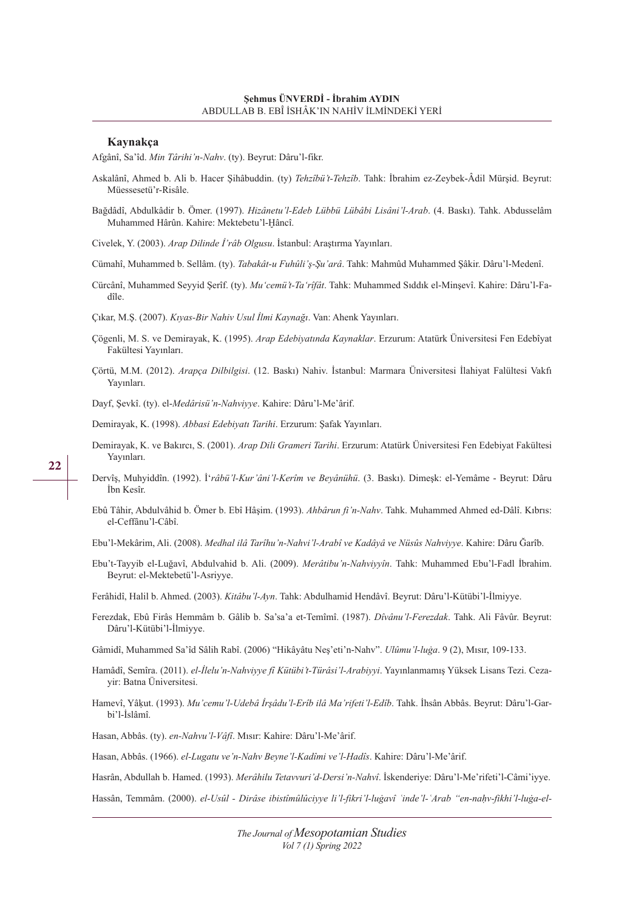### Kaynakça

Afgânî, Sa'îd. *Min Târihi'n-Nahv*. (ty). Beyrut: Dâru'l-fikr.

Askalânî, Ahmed b. Ali b. Hacer Şihâbuddin. (ty) *Tehzîbü't-Tehzîb*. Tahk: İbrahim ez-Zeybek-Âdil Mürşid. Beyrut: Müessesetü'r-Risâle.

Bağdâdî, Abdulkâdir b. Ömer. (1997). *Hizânetu'l-Edeb Lübbü Lübâbi Lisâni'l-Arab*. (4. Baskı). Tahk. Abdusselâm Muhammed Hârûn. Kahire: Mektebetu'l-Ḫâncî.

Civelek, Y. (2003). *Arap Dilinde İ'râb Olgusu*. İstanbul: Araştırma Yayınları.

Cümahî, Muhammed b. Sellâm. (ty). *Tabakât-u Fuhûli'ş-Şu'arâ*. Tahk: Mahmûd Muhammed Şâkir. Dâru'l-Medenî.

Cürcânî, Muhammed Seyyid Şerîf. (ty). *Mu'cemü't-Ta'rîfât*. Tahk: Muhammed Sıddık el-Minşevî. Kahire: Dâru'l-Fadîle.

Çıkar, M.Ş. (2007). *Kıyas-Bir Nahiv Usul İlmi Kaynağı*. Van: Ahenk Yayınları.

Çögenli, M. S. ve Demirayak, K. (1995). *Arap Edebiyatında Kaynaklar*. Erzurum: Atatürk Üniversitesi Fen Edebîyat Fakültesi Yayınları.

Çörtü, M.M. (2012). *Arapça Dilbilgisi*. (12. Baskı) Nahiv. İstanbul: Marmara Üniversitesi İlahiyat Falültesi Vakfı Yayınları.

Dayf, Şevkî. (ty). el-*Medârisü'n-Nahviyye*. Kahire: Dâru'l-Me'ârif.

Demirayak, K. (1998). *Abbasi Edebiyatı Tarihi*. Erzurum: Şafak Yayınları.

Demirayak, K. ve Bakırcı, S. (2001). *Arap Dili Grameri Tarihi*. Erzurum: Atatürk Üniversitesi Fen Edebiyat Fakültesi Yayınları.

Dervîş, Muhyiddîn. (1992). *İ'râbü'l-Kur'âni'l-Kerîm ve Beyânühü*. (3. Baskı). Dimeşk: el-Yemâme - Beyrut: Dâru İbn Kesîr.

Ebû Tâhir, Abdulvâhid b. Ömer b. Ebî Hâşim. (1993). *Ahbârun fi'n-Nahv*. Tahk. Muhammed Ahmed ed-Dâlî. Kıbrıs: el-Ceffânu'l-Câbî.

Ebu'l-Mekârim, Ali. (2008). *Medhal ilâ Tarîhu'n-Nahvi'l-Arabî ve Kadâyâ ve Nüsûs Nahviyye*. Kahire: Dâru Ğarîb.

Ebu't-Tayyib el-Luğavî, Abdulvahid b. Ali. (2009). *Merâtibu'n-Nahviyyîn*. Tahk: Muhammed Ebu'l-Fadl İbrahim. Beyrut: el-Mektebetü'l-Asriyye.

Ferâhidî, Halil b. Ahmed. (2003). *Kitâbu'l-Ayn*. Tahk: Abdulhamid Hendâvî. Beyrut: Dâru'l-Kütübi'l-İlmiyye.

Ferezdak, Ebû Firâs Hemmâm b. Gâlib b. Sa'sa'a et-Temîmî. (1987). *Dîvânu'l-Ferezdak*. Tahk. Ali Fâvûr. Beyrut: Dâru'l-Kütübi'l-İlmiyye.

Gâmidî, Muhammed Sa'îd Sâlih Rabî. (2006) "Hikâyâtu Neş'eti'n-Nahv". *Ulûmu'l-luġa*. 9 (2), Mısır, 109-133.

Hamâdî, Semîra. (2011). *el-İlelu'n-Nahviyye fî Kütübi't-Türâsi'l-Arabiyyi*. Yayınlanmamış Yüksek Lisans Tezi. Cezayir: Batna Üniversitesi.

Hamevî, Yâḳut. (1993). *Mu'cemu'l-Udebâ İrşâdu'l-Erîb ilâ Ma'rifeti'l-Edîb*. Tahk. İhsân Abbâs. Beyrut: Dâru'l-Garbi'l-İslâmî.

Hasan, Abbâs. (ty). *en-Nahvu'l-Vâfî*. Mısır: Kahire: Dâru'l-Me'ârif.

Hasan, Abbâs. (1966). *el-Lugatu ve'n-Nahv Beyne'l-Kadîmi ve'l-Hadîs*. Kahire: Dâru'l-Me'ârif.

Hasrân, Abdullah b. Hamed. (1993). *Merâhilu Tetavvuri'd-Dersi'n-Nahvî*. İskenderiye: Dâru'l-Me'rifeti'l-Câmi'iyye.

Hassân, Temmâm. (2000). *el-Usûl - Dirâse ibistîmûlûciyye li'l-fikri'l-luġavî ʿinde'l-ʿArab "en-naḥv-fikhi'l-luġa-el-*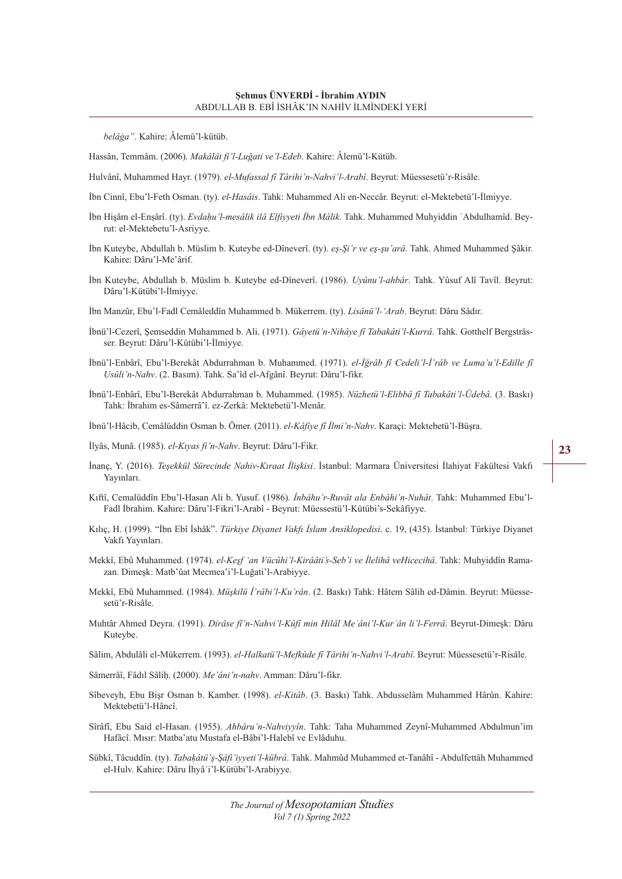*belâġa"*. Kahire: Âlemü'l-kütüb.

Hassân, Temmâm. (2006). *Makâlât fi'l-Luğati ve'l-Edeb*. Kahire: Âlemü'l-Kütüb.

Hulvânî, Muhammed Hayr. (1979). *el-Mufassal fî Târihi'n-Nahvi'l-Arabî*. Beyrut: Müessesetü'r-Risâle.

İbn Cinnî, Ebu'l-Feth Osman. (ty). *el-Hasâis*. Tahk: Muhammed Ali en-Neccâr. Beyrut: el-Mektebetü'l-İlmiyye.

İbn Hişâm el-Enṣârî. (ty). *Evdaḥu'l-mesâlik ilâ Elfiyyeti İbn Mâlik*. Tahk. Muhammed Muhyiddin ʿAbdulhamîd. Beyrut: el-Mektebetu'l-Asriyye.

İbn Kuteybe, Abdullah b. Müslim b. Kuteybe ed-Dîneverî. (ty). *eş-Şi'r ve eş-şu'arâ*. Tahk. Ahmed Muhammed Şâkir. Kahire: Dâru'l-Me'ârif.

İbn Kuteybe, Abdullah b. Müslim b. Kuteybe ed-Dîneverî. (1986). *Uyûnu'l-ahbâr*. Tahk. Yûsuf Alî Tavîl. Beyrut: Dâru'l-Kütübi'l-İlmiyye.

İbn Manzûr, Ebu'l-Fadl Cemâleddîn Muhammed b. Mükerrem. (ty). *Lisânü'l-'Arab*. Beyrut: Dâru Sâdır.

İbnü'l-Cezerî, Şemseddin Muhammed b. Ali. (1971). *Gâyetü'n-Nihâye fî Tabakâti'l-Kurrâ*. Tahk. Gotthelf Bergsträsser. Beyrut: Dâru'l-Kütübi'l-İlmiyye.

İbnü'l-Enbârî, Ebu'l-Berekât Abdurrahman b. Muhammed. (1971). *el-İğrâb fî Cedeli'l-İ'râb ve Luma'u'l-Edille fî Usûli'n-Nahv*. (2. Basım). Tahk. Sa'îd el-Afgânî. Beyrut: Dâru'l-fikr.

İbnü'l-Enbârî, Ebu'l-Berekât Abdurrahman b. Muhammed. (1985). *Nüzhetü'l-Elibbâ fî Tabakâti'l-Üdebâ*. (3. Baskı) Tahk: İbrahim es-Sâmerrâ'î. ez-Zerkâ: Mektebetü'l-Menâr.

İbnü'l-Hâcib, Cemâlüddin Osman b. Ömer. (2011). *el-Kâfiye fî İlmi'n-Nahv*. Karaçi: Mektebetü'l-Büşra.

İlyâs, Munâ. (1985). *el-Kıyas fi'n-Nahv*. Beyrut: Dâru'l-Fikr.

İnanç, Y. (2016). *Teşekkül Sürecinde Nahiv-Kıraat İlişkisi*. İstanbul: Marmara Üniversitesi İlahiyat Fakültesi Vakfı Yayınları.

Kıftî, Cemalüddîn Ebu'l-Hasan Ali b. Yusuf. (1986). *İnbâhu'r-Ruvât ala Enbâhi'n-Nuhât*. Tahk: Muhammed Ebu'l-Fadl İbrahim. Kahire: Dâru'l-Fikri'l-Arabî - Beyrut: Müessestü'l-Kütübi's-Sekâfiyye.

Kılıç, H. (1999). "İbn Ebî İshâk". *Türkiye Diyanet Vakfı İslam Ansiklopedisi*. c. 19, (435). İstanbul: Türkiye Diyanet Vakfı Yayınları.

Mekkî, Ebû Muhammed. (1974). *el-Keşf 'an Vücûhi'l-Kirââti's-Seb'i ve İlelihâ veHicecihâ*. Tahk: Muhyiddîn Ramazan. Dimeşk: Matb'ûat Mecmea'i'l-Luğati'l-Arabiyye.

Mekkî, Ebû Muhammed. (1984). *Müşkilü İ'râbi'l-Ku'rân*. (2. Baskı) Tahk: Hâtem Sâlih ed-Dâmin. Beyrut: Müessesetü'r-Risâle.

Muhtâr Ahmed Deyra. (1991). *Dirâse fi'n-Nahvi'l-Kûfî min Hilâl Meʿâni'l-Kurʾân li'l-Ferrâ*. Beyrut-Dimeşk: Dâru Kuteybe.

Sâlim, Abdulâli el-Mükerrem. (1993). *el-Halkatü'l-Mefkûde fî Târihi'n-Nahvi'l-Arabî*. Beyrut: Müessesetü'r-Risâle.

Sâmerrâî, Fâdıl Sâliḥ. (2000). *Me'âni'n-nahv*. Amman: Dâru'l-fikr.

Sîbeveyh, Ebu Bişr Osman b. Kamber. (1998). *el-Kitâb*. (3. Baskı) Tahk. Abdusselâm Muhammed Hârûn. Kahire: Mektebetü'l-Hâncî.

Sîrâfî, Ebu Said el-Hasan. (1955). *Ahbâru'n-Nahviyyîn*. Tahk: Taha Muhammed Zeynî-Muhammed Abdulmun'im Hafâcî. Mısır: Matba'atu Mustafa el-Bâbi'l-Halebî ve Evlâduhu.

Sübkî, Tâcuddîn. (ty). *Tabaḳâtü'ş-Şâfi'iyyeti'l-kübrâ*. Tahk. Mahmûd Muhammed et-Tanâhî - Abdulfettâh Muhammed el-Hulv. Kahire: Dâru İhyâʾi'l-Kütübi'l-Arabiyye.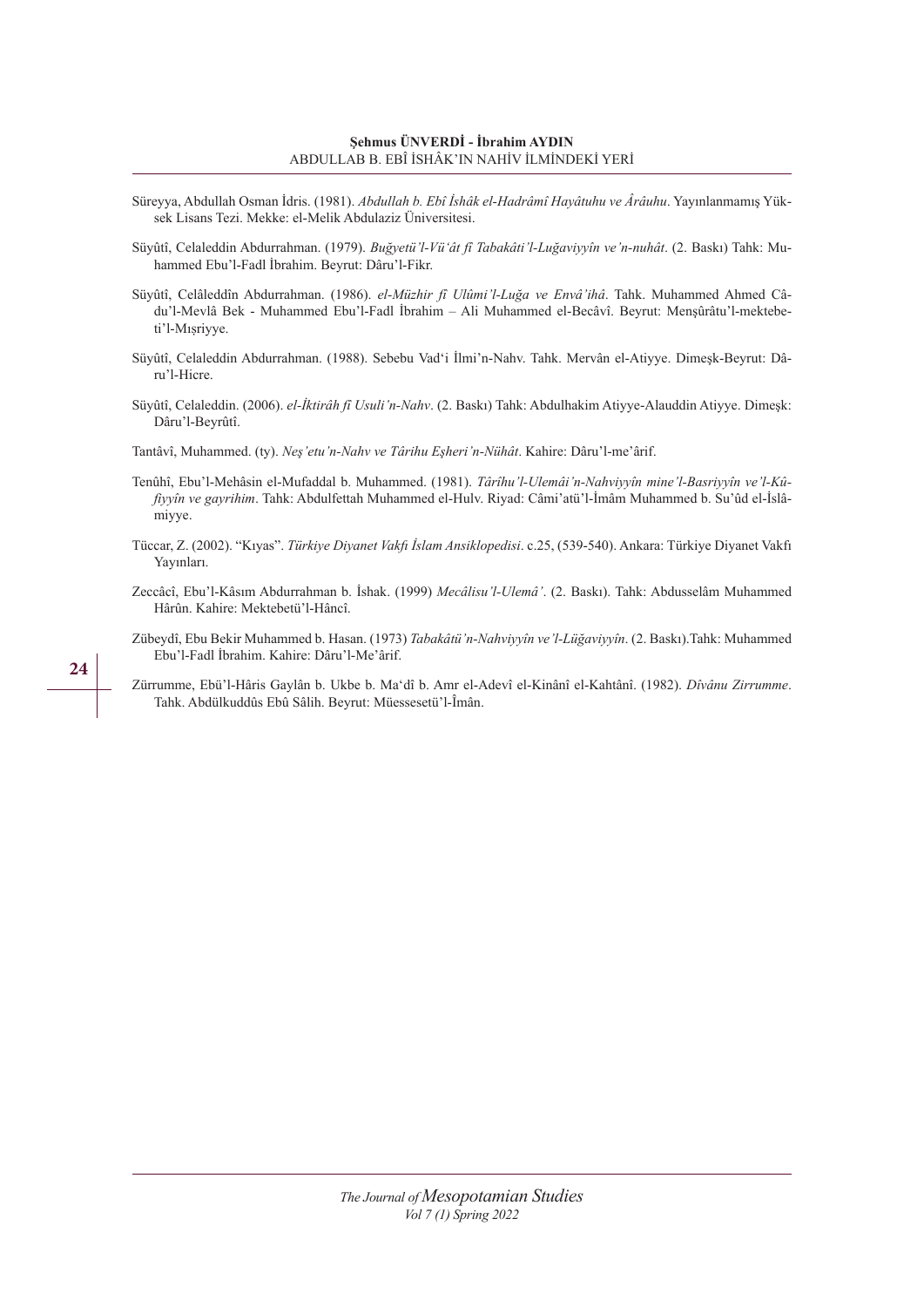Süreyya, Abdullah Osman İdris. (1981). *Abdullah b. Ebî İshâk el-Hadrâmî Hayâtuhu ve Ârâuhu*. Yayınlanmamış Yüksek Lisans Tezi. Mekke: el-Melik Abdulaziz Üniversitesi.

Süyûtî, Celaleddin Abdurrahman. (1979). *Buğyetü'l-Vü'ât fî Tabakâti'l-Luğaviyyîn ve'n-nuhât*. (2. Baskı) Tahk: Muhammed Ebu'l-Fadl İbrahim. Beyrut: Dâru'l-Fikr.

Süyûtî, Celâleddîn Abdurrahman. (1986). *el-Müzhir fî Ulûmi'l-Luğa ve Envâ'ihâ*. Tahk. Muhammed Ahmed Câdu'l-Mevlâ Bek - Muhammed Ebu'l-Fadl İbrahim – Ali Muhammed el-Becâvî. Beyrut: Menşûrâtu'l-mektebeti'l-Mışriyye.

Süyûtî, Celaleddin Abdurrahman. (1988). Sebebu Vad'i İlmi'n-Nahv. Tahk. Mervân el-Atiyye. Dimeşk-Beyrut: Dâru'l-Hicre.

Süyûtî, Celaleddin. (2006). *el-İktirâh fî Usuli'n-Nahv*. (2. Baskı) Tahk: Abdulhakim Atiyye-Alauddin Atiyye. Dimeşk: Dâru'l-Beyrûtî.

Tantâvî, Muhammed. (ty). *Neş'etu'n-Nahv ve Târihu Eşheri'n-Nühât*. Kahire: Dâru'l-me'ârif.

Tenûhî, Ebu'l-Mehâsin el-Mufaddal b. Muhammed. (1981). *Târîhu'l-Ulemâi'n-Nahviyyîn mine'l-Basriyyîn ve'l-Kûfiyyîn ve gayrihim*. Tahk: Abdulfettah Muhammed el-Hulv. Riyad: Câmi'atü'l-İmâm Muhammed b. Su'ûd el-İslâmiyye.

Tüccar, Z. (2002). "Kıyas". *Türkiye Diyanet Vakfı İslam Ansiklopedisi*. c.25, (539-540). Ankara: Türkiye Diyanet Vakfı Yayınları.

Zeccâcî, Ebu'l-Kâsım Abdurrahman b. İshak. (1999) *Mecâlisu'l-Ulemâ'*. (2. Baskı). Tahk: Abdusselâm Muhammed Hârûn. Kahire: Mektebetü'l-Hâncî.

Zübeydî, Ebu Bekir Muhammed b. Hasan. (1973) *Tabakâtü'n-Nahviyyîn ve'l-Lüğaviyyîn*. (2. Baskı).Tahk: Muhammed Ebu'l-Fadl İbrahim. Kahire: Dâru'l-Me'ârif.

Zürrumme, Ebü'l-Hâris Gaylân b. Ukbe b. Ma'dî b. Amr el-Adevî el-Kinânî el-Kahtânî. (1982). *Dîvânu Zirrumme*. Tahk. Abdülkuddûs Ebû Sâlih. Beyrut: Müessesetü'l-Îmân.